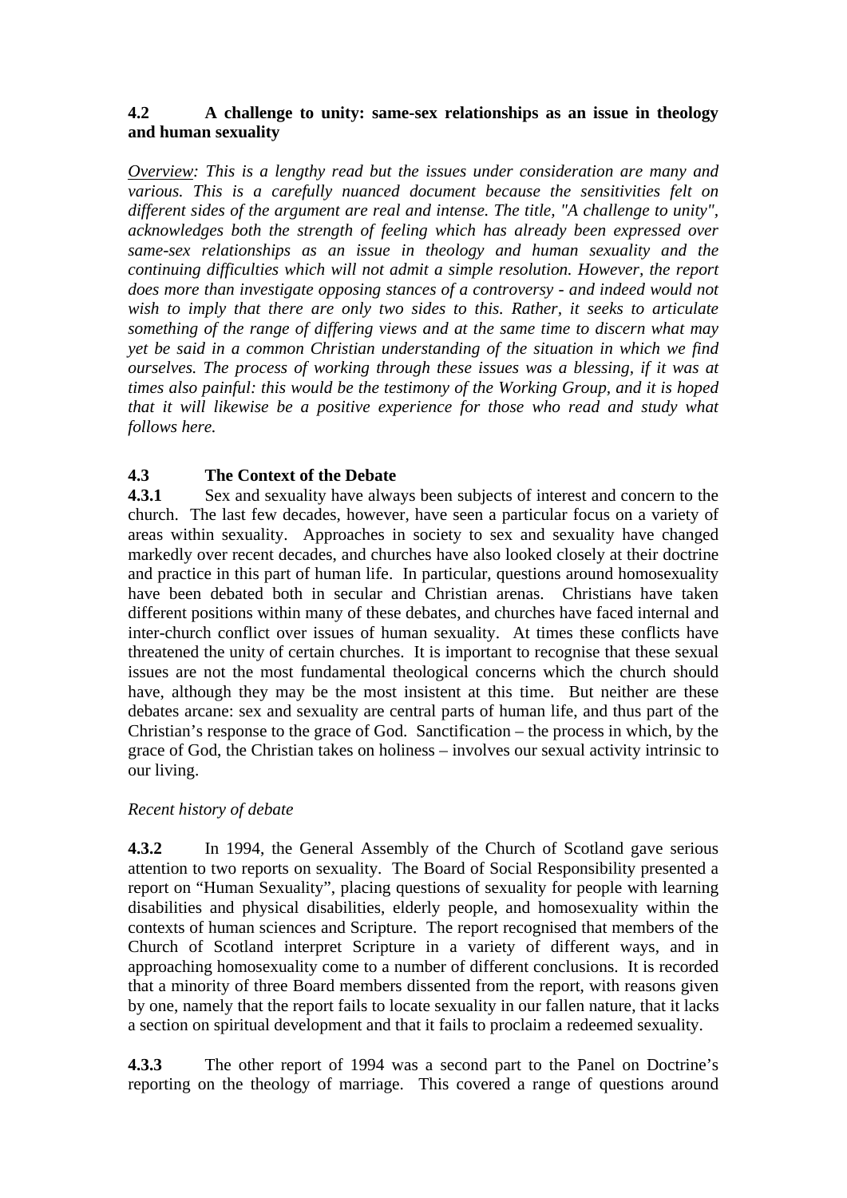**4.2 A challenge to unity: same-sex relationships as an issue in theology and human sexuality**

*Overview: This is a lengthy read but the issues under consideration are many and various. This is a carefully nuanced document because the sensitivities felt on different sides of the argument are real and intense. The title, "A challenge to unity", acknowledges both the strength of feeling which has already been expressed over same-sex relationships as an issue in theology and human sexuality and the continuing difficulties which will not admit a simple resolution. However, the report does more than investigate opposing stances of a controversy - and indeed would not wish to imply that there are only two sides to this. Rather, it seeks to articulate something of the range of differing views and at the same time to discern what may yet be said in a common Christian understanding of the situation in which we find ourselves. The process of working through these issues was a blessing, if it was at times also painful: this would be the testimony of the Working Group, and it is hoped that it will likewise be a positive experience for those who read and study what follows here.*

**4.3 The Context of the Debate**

**4.3.1** Sex and sexuality have always been subjects of interest and concern to the church. The last few decades, however, have seen a particular focus on a variety of areas within sexuality. Approaches in society to sex and sexuality have changed markedly over recent decades, and churches have also looked closely at their doctrine and practice in this part of human life. In particular, questions around homosexuality have been debated both in secular and Christian arenas. Christians have taken different positions within many of these debates, and churches have faced internal and inter-church conflict over issues of human sexuality. At times these conflicts have threatened the unity of certain churches. It is important to recognise that these sexual issues are not the most fundamental theological concerns which the church should have, although they may be the most insistent at this time. But neither are these debates arcane: sex and sexuality are central parts of human life, and thus part of the Christian's response to the grace of God. Sanctification – the process in which, by the grace of God, the Christian takes on holiness – involves our sexual activity intrinsic to our living.

*Recent history of debate*

**4.3.2** In 1994, the General Assembly of the Church of Scotland gave serious attention to two reports on sexuality. The Board of Social Responsibility presented a report on "Human Sexuality", placing questions of sexuality for people with learning disabilities and physical disabilities, elderly people, and homosexuality within the contexts of human sciences and Scripture. The report recognised that members of the Church of Scotland interpret Scripture in a variety of different ways, and in approaching homosexuality come to a number of different conclusions. It is recorded that a minority of three Board members dissented from the report, with reasons given by one, namely that the report fails to locate sexuality in our fallen nature, that it lacks a section on spiritual development and that it fails to proclaim a redeemed sexuality.

**4.3.3** The other report of 1994 was a second part to the Panel on Doctrine's reporting on the theology of marriage. This covered a range of questions around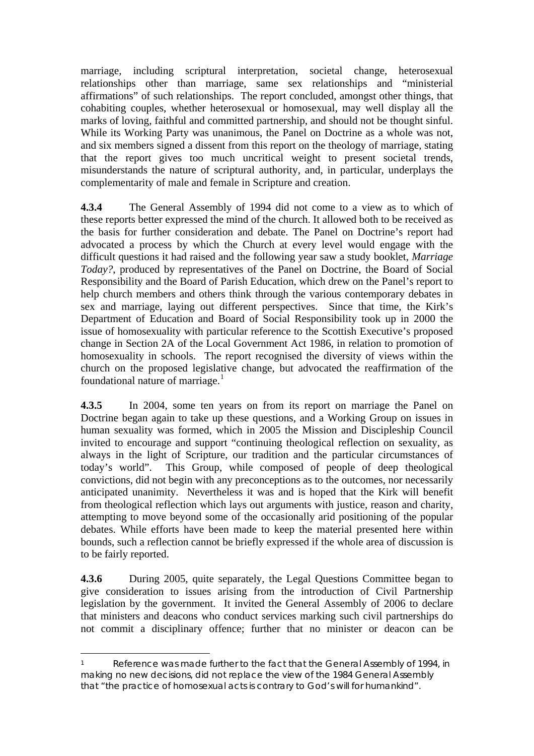marriage, including scriptural interpretation, societal change, heterosexual relationships other than marriage, same sex relationships and "ministerial affirmations" of such relationships. The report concluded, amongst other things, that cohabiting couples, whether heterosexual or homosexual, may well display all the marks of loving, faithful and committed partnership, and should not be thought sinful. While its Working Party was unanimous, the Panel on Doctrine as a whole was not, and six members signed a dissent from this report on the theology of marriage, stating that the report gives too much uncritical weight to present societal trends, misunderstands the nature of scriptural authority, and, in particular, underplays the complementarity of male and female in Scripture and creation.

**4.3.4** The General Assembly of 1994 did not come to a view as to which of these reports better expressed the mind of the church. It allowed both to be received as the basis for further consideration and debate. The Panel on Doctrine's report had advocated a process by which the Church at every level would engage with the difficult questions it had raised and the following year saw a study booklet, *Marriage Today?*, produced by representatives of the Panel on Doctrine, the Board of Social Responsibility and the Board of Parish Education, which drew on the Panel's report to help church members and others think through the various contemporary debates in sex and marriage, laying out different perspectives. Since that time, the Kirk's Department of Education and Board of Social Responsibility took up in 2000 the issue of homosexuality with particular reference to the Scottish Executive's proposed change in Section 2A of the Local Government Act 1986, in relation to promotion of homosexuality in schools. The report recognised the diversity of views within the church on the proposed legislative change, but advocated the reaffirmation of the foundational nature of marriage.[1]

**4.3.5** In 2004, some ten years on from its report on marriage the Panel on Doctrine began again to take up these questions, and a Working Group on issues in human sexuality was formed, which in 2005 the Mission and Discipleship Council invited to encourage and support "continuing theological reflection on sexuality, as always in the light of Scripture, our tradition and the particular circumstances of today's world". This Group, while composed of people of deep theological convictions, did not begin with any preconceptions as to the outcomes, nor necessarily anticipated unanimity. Nevertheless it was and is hoped that the Kirk will benefit from theological reflection which lays out arguments with justice, reason and charity, attempting to move beyond some of the occasionally arid positioning of the popular debates. While efforts have been made to keep the material presented here within bounds, such a reflection cannot be briefly expressed if the whole area of discussion is to be fairly reported.

**4.3.6** During 2005, quite separately, the Legal Questions Committee began to give consideration to issues arising from the introduction of Civil Partnership legislation by the government. It invited the General Assembly of 2006 to declare that ministers and deacons who conduct services marking such civil partnerships do not commit a disciplinary offence; further that no minister or deacon can be

---

[1] Reference was made further to the fact that the General Assembly of 1994, in making no new decisions, did not replace the view of the 1984 General Assembly that "the practice of homosexual acts is contrary to God's will for humankind".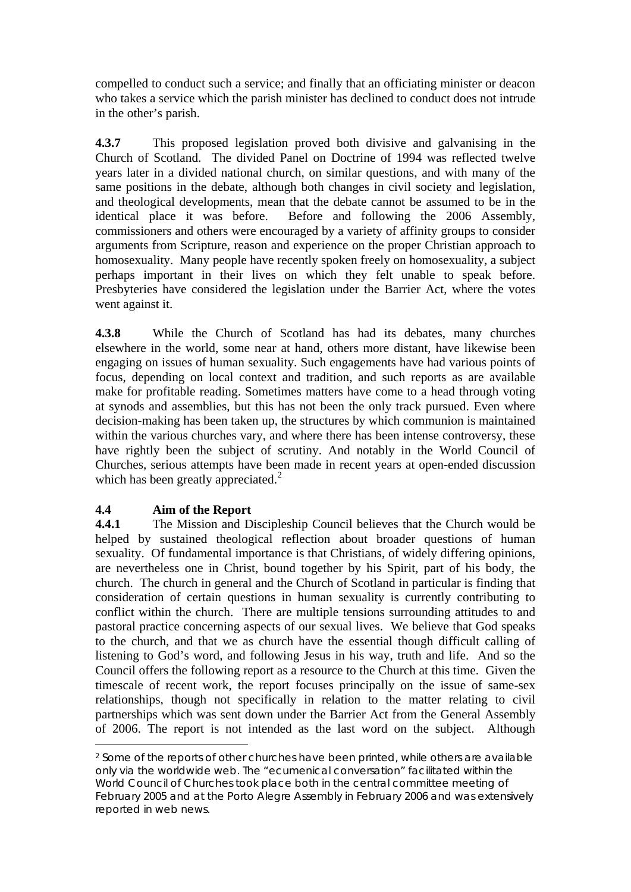compelled to conduct such a service; and finally that an officiating minister or deacon who takes a service which the parish minister has declined to conduct does not intrude in the other's parish.

**4.3.7** This proposed legislation proved both divisive and galvanising in the Church of Scotland. The divided Panel on Doctrine of 1994 was reflected twelve years later in a divided national church, on similar questions, and with many of the same positions in the debate, although both changes in civil society and legislation, and theological developments, mean that the debate cannot be assumed to be in the identical place it was before. Before and following the 2006 Assembly, commissioners and others were encouraged by a variety of affinity groups to consider arguments from Scripture, reason and experience on the proper Christian approach to homosexuality. Many people have recently spoken freely on homosexuality, a subject perhaps important in their lives on which they felt unable to speak before. Presbyteries have considered the legislation under the Barrier Act, where the votes went against it.

**4.3.8** While the Church of Scotland has had its debates, many churches elsewhere in the world, some near at hand, others more distant, have likewise been engaging on issues of human sexuality. Such engagements have had various points of focus, depending on local context and tradition, and such reports as are available make for profitable reading. Sometimes matters have come to a head through voting at synods and assemblies, but this has not been the only track pursued. Even where decision-making has been taken up, the structures by which communion is maintained within the various churches vary, and where there has been intense controversy, these have rightly been the subject of scrutiny. And notably in the World Council of Churches, serious attempts have been made in recent years at open-ended discussion which has been greatly appreciated.[2]

### 4.4 Aim of the Report

**4.4.1** The Mission and Discipleship Council believes that the Church would be helped by sustained theological reflection about broader questions of human sexuality. Of fundamental importance is that Christians, of widely differing opinions, are nevertheless one in Christ, bound together by his Spirit, part of his body, the church. The church in general and the Church of Scotland in particular is finding that consideration of certain questions in human sexuality is currently contributing to conflict within the church. There are multiple tensions surrounding attitudes to and pastoral practice concerning aspects of our sexual lives. We believe that God speaks to the church, and that we as church have the essential though difficult calling of listening to God's word, and following Jesus in his way, truth and life. And so the Council offers the following report as a resource to the Church at this time. Given the timescale of recent work, the report focuses principally on the issue of same-sex relationships, though not specifically in relation to the matter relating to civil partnerships which was sent down under the Barrier Act from the General Assembly of 2006. The report is not intended as the last word on the subject. Although

---

[2] Some of the reports of other churches have been printed, while others are available only via the worldwide web. The "ecumenical conversation" facilitated within the World Council of Churches took place both in the central committee meeting of February 2005 and at the Porto Alegre Assembly in February 2006 and was extensively reported in web news.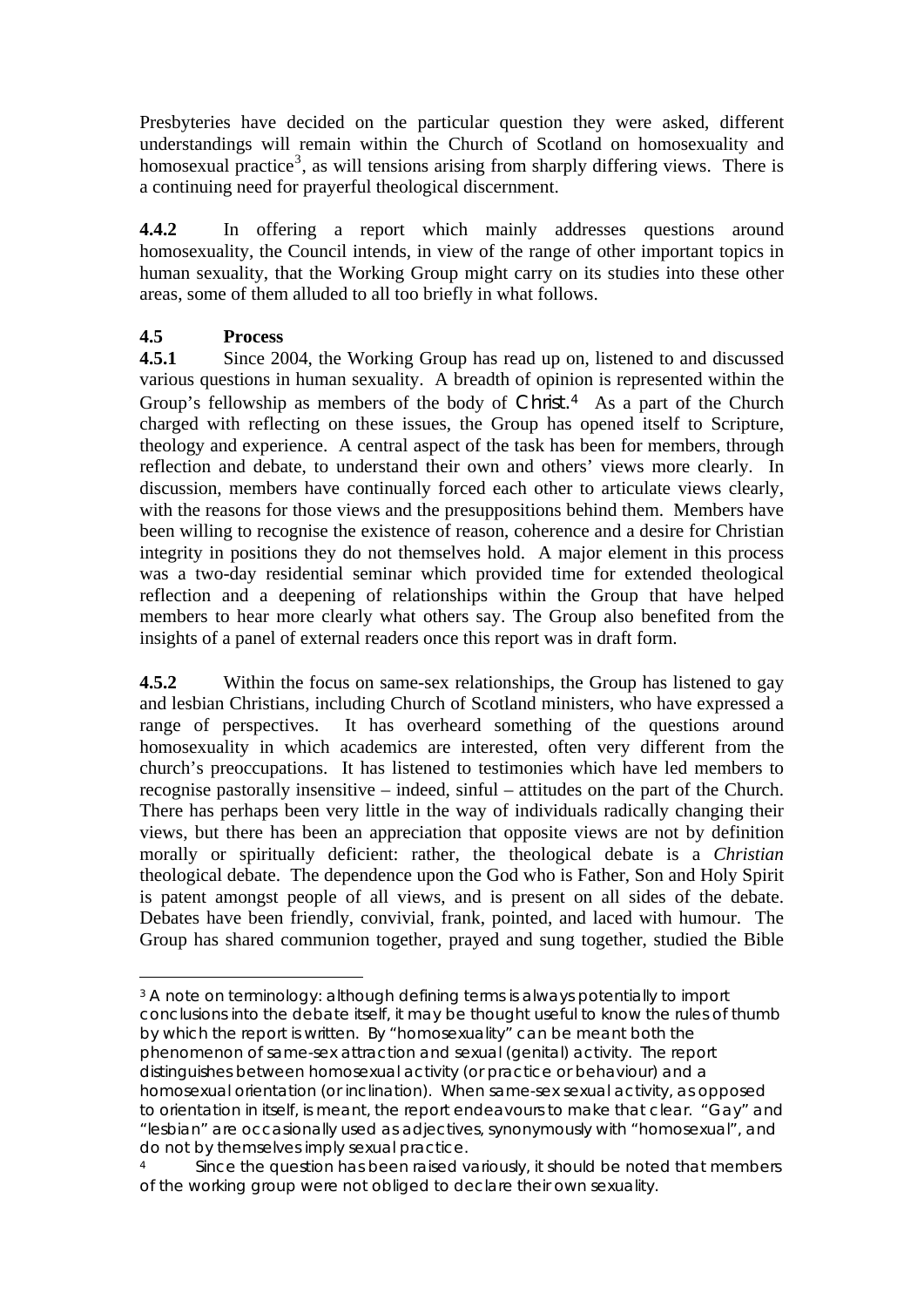Presbyteries have decided on the particular question they were asked, different understandings will remain within the Church of Scotland on homosexuality and homosexual practice[3], as will tensions arising from sharply differing views. There is a continuing need for prayerful theological discernment.

**4.4.2** In offering a report which mainly addresses questions around homosexuality, the Council intends, in view of the range of other important topics in human sexuality, that the Working Group might carry on its studies into these other areas, some of them alluded to all too briefly in what follows.

### 4.5 Process

**4.5.1** Since 2004, the Working Group has read up on, listened to and discussed various questions in human sexuality. A breadth of opinion is represented within the Group's fellowship as members of the body of Christ.[4] As a part of the Church charged with reflecting on these issues, the Group has opened itself to Scripture, theology and experience. A central aspect of the task has been for members, through reflection and debate, to understand their own and others' views more clearly. In discussion, members have continually forced each other to articulate views clearly, with the reasons for those views and the presuppositions behind them. Members have been willing to recognise the existence of reason, coherence and a desire for Christian integrity in positions they do not themselves hold. A major element in this process was a two-day residential seminar which provided time for extended theological reflection and a deepening of relationships within the Group that have helped members to hear more clearly what others say. The Group also benefited from the insights of a panel of external readers once this report was in draft form.

**4.5.2** Within the focus on same-sex relationships, the Group has listened to gay and lesbian Christians, including Church of Scotland ministers, who have expressed a range of perspectives. It has overheard something of the questions around homosexuality in which academics are interested, often very different from the church's preoccupations. It has listened to testimonies which have led members to recognise pastorally insensitive – indeed, sinful – attitudes on the part of the Church. There has perhaps been very little in the way of individuals radically changing their views, but there has been an appreciation that opposite views are not by definition morally or spiritually deficient: rather, the theological debate is a *Christian* theological debate. The dependence upon the God who is Father, Son and Holy Spirit is patent amongst people of all views, and is present on all sides of the debate. Debates have been friendly, convivial, frank, pointed, and laced with humour. The Group has shared communion together, prayed and sung together, studied the Bible

---

[3] A note on terminology: although defining terms is always potentially to import conclusions into the debate itself, it may be thought useful to know the rules of thumb by which the report is written. By "homosexuality" can be meant both the phenomenon of same-sex attraction and sexual (genital) activity. The report distinguishes between homosexual activity (or practice or behaviour) and a homosexual orientation (or inclination). When same-sex sexual activity, as opposed to orientation in itself, is meant, the report endeavours to make that clear. "Gay" and "lesbian" are occasionally used as adjectives, synonymously with "homosexual", and do not by themselves imply sexual practice.

[4] Since the question has been raised variously, it should be noted that members of the working group were not obliged to declare their own sexuality.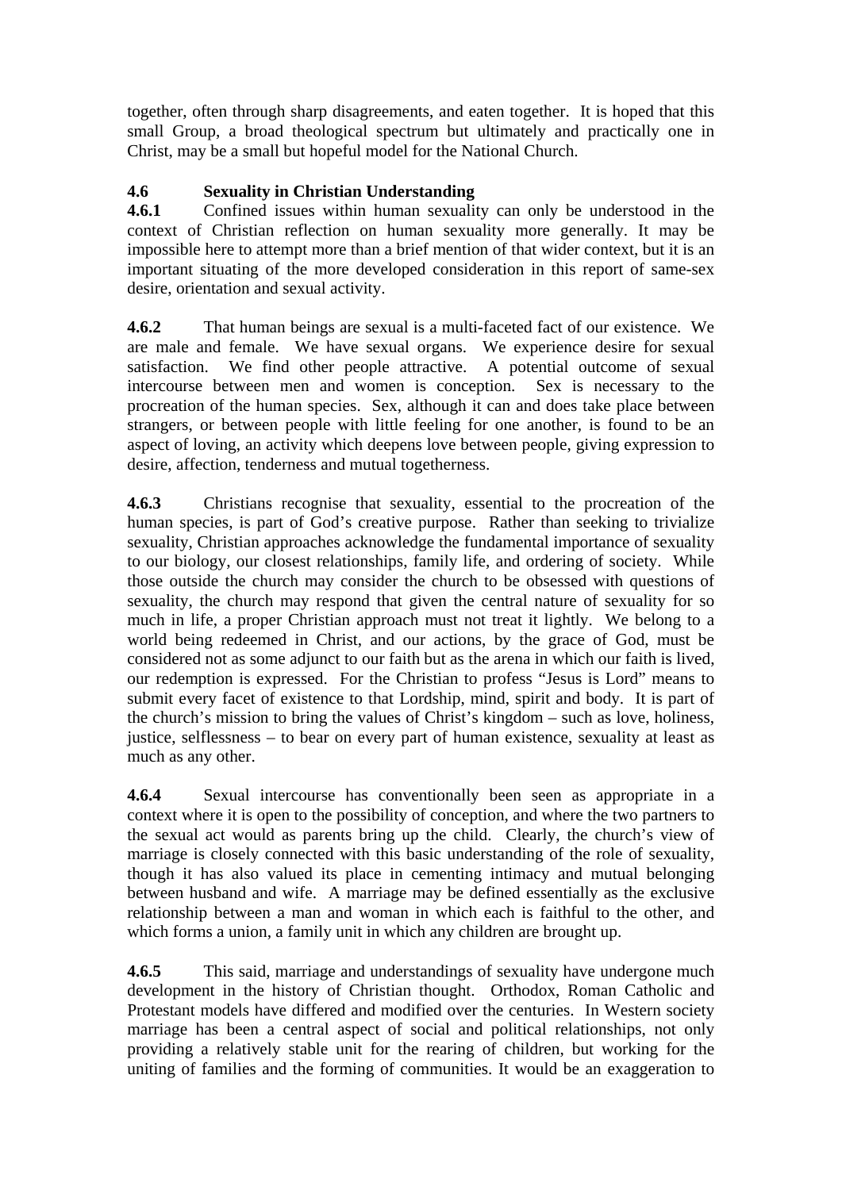together, often through sharp disagreements, and eaten together. It is hoped that this small Group, a broad theological spectrum but ultimately and practically one in Christ, may be a small but hopeful model for the National Church.

### 4.6 Sexuality in Christian Understanding

**4.6.1** Confined issues within human sexuality can only be understood in the context of Christian reflection on human sexuality more generally. It may be impossible here to attempt more than a brief mention of that wider context, but it is an important situating of the more developed consideration in this report of same-sex desire, orientation and sexual activity.

**4.6.2** That human beings are sexual is a multi-faceted fact of our existence. We are male and female. We have sexual organs. We experience desire for sexual satisfaction. We find other people attractive. A potential outcome of sexual intercourse between men and women is conception. Sex is necessary to the procreation of the human species. Sex, although it can and does take place between strangers, or between people with little feeling for one another, is found to be an aspect of loving, an activity which deepens love between people, giving expression to desire, affection, tenderness and mutual togetherness.

**4.6.3** Christians recognise that sexuality, essential to the procreation of the human species, is part of God's creative purpose. Rather than seeking to trivialize sexuality, Christian approaches acknowledge the fundamental importance of sexuality to our biology, our closest relationships, family life, and ordering of society. While those outside the church may consider the church to be obsessed with questions of sexuality, the church may respond that given the central nature of sexuality for so much in life, a proper Christian approach must not treat it lightly. We belong to a world being redeemed in Christ, and our actions, by the grace of God, must be considered not as some adjunct to our faith but as the arena in which our faith is lived, our redemption is expressed. For the Christian to profess "Jesus is Lord" means to submit every facet of existence to that Lordship, mind, spirit and body. It is part of the church's mission to bring the values of Christ's kingdom – such as love, holiness, justice, selflessness – to bear on every part of human existence, sexuality at least as much as any other.

**4.6.4** Sexual intercourse has conventionally been seen as appropriate in a context where it is open to the possibility of conception, and where the two partners to the sexual act would as parents bring up the child. Clearly, the church's view of marriage is closely connected with this basic understanding of the role of sexuality, though it has also valued its place in cementing intimacy and mutual belonging between husband and wife. A marriage may be defined essentially as the exclusive relationship between a man and woman in which each is faithful to the other, and which forms a union, a family unit in which any children are brought up.

**4.6.5** This said, marriage and understandings of sexuality have undergone much development in the history of Christian thought. Orthodox, Roman Catholic and Protestant models have differed and modified over the centuries. In Western society marriage has been a central aspect of social and political relationships, not only providing a relatively stable unit for the rearing of children, but working for the uniting of families and the forming of communities. It would be an exaggeration to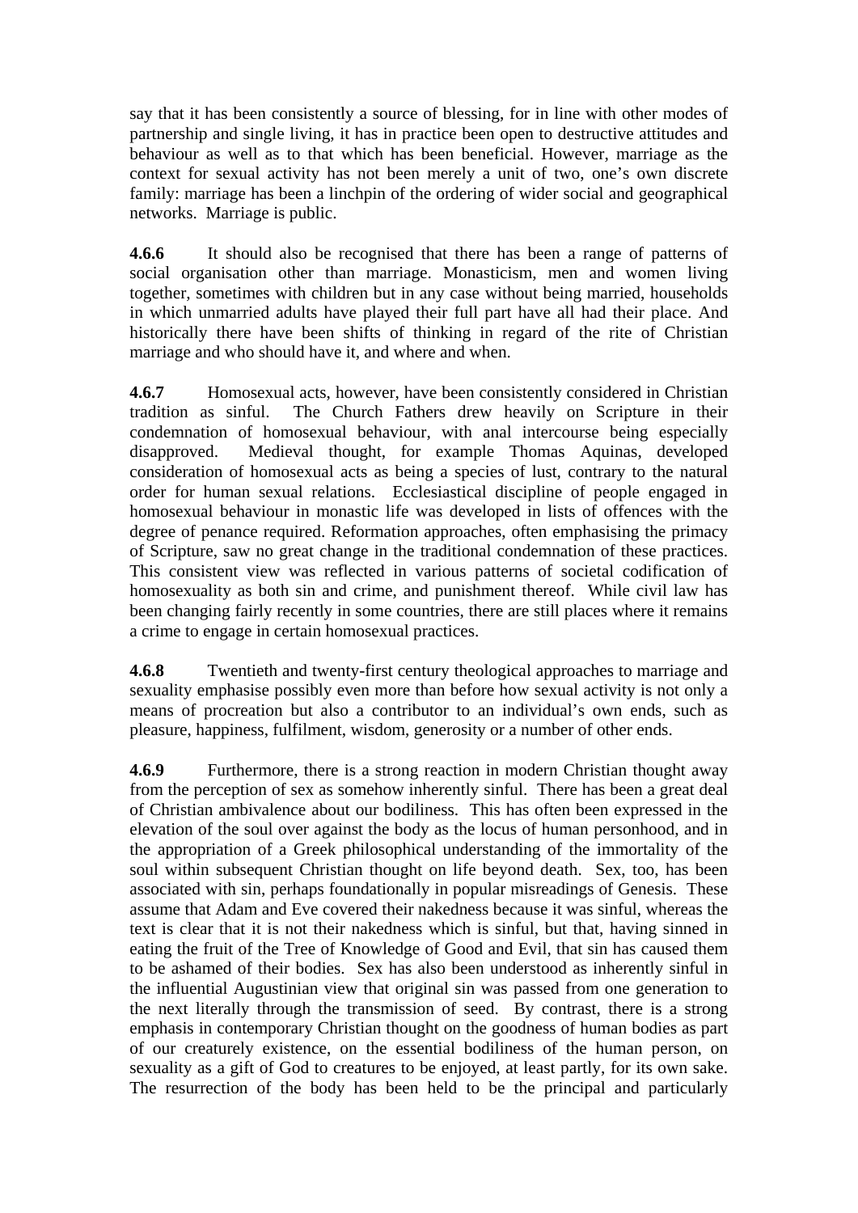say that it has been consistently a source of blessing, for in line with other modes of partnership and single living, it has in practice been open to destructive attitudes and behaviour as well as to that which has been beneficial. However, marriage as the context for sexual activity has not been merely a unit of two, one's own discrete family: marriage has been a linchpin of the ordering of wider social and geographical networks. Marriage is public.

**4.6.6** It should also be recognised that there has been a range of patterns of social organisation other than marriage. Monasticism, men and women living together, sometimes with children but in any case without being married, households in which unmarried adults have played their full part have all had their place. And historically there have been shifts of thinking in regard of the rite of Christian marriage and who should have it, and where and when.

**4.6.7** Homosexual acts, however, have been consistently considered in Christian tradition as sinful. The Church Fathers drew heavily on Scripture in their condemnation of homosexual behaviour, with anal intercourse being especially disapproved. Medieval thought, for example Thomas Aquinas, developed consideration of homosexual acts as being a species of lust, contrary to the natural order for human sexual relations. Ecclesiastical discipline of people engaged in homosexual behaviour in monastic life was developed in lists of offences with the degree of penance required. Reformation approaches, often emphasising the primacy of Scripture, saw no great change in the traditional condemnation of these practices. This consistent view was reflected in various patterns of societal codification of homosexuality as both sin and crime, and punishment thereof. While civil law has been changing fairly recently in some countries, there are still places where it remains a crime to engage in certain homosexual practices.

**4.6.8** Twentieth and twenty-first century theological approaches to marriage and sexuality emphasise possibly even more than before how sexual activity is not only a means of procreation but also a contributor to an individual's own ends, such as pleasure, happiness, fulfilment, wisdom, generosity or a number of other ends.

**4.6.9** Furthermore, there is a strong reaction in modern Christian thought away from the perception of sex as somehow inherently sinful. There has been a great deal of Christian ambivalence about our bodiliness. This has often been expressed in the elevation of the soul over against the body as the locus of human personhood, and in the appropriation of a Greek philosophical understanding of the immortality of the soul within subsequent Christian thought on life beyond death. Sex, too, has been associated with sin, perhaps foundationally in popular misreadings of Genesis. These assume that Adam and Eve covered their nakedness because it was sinful, whereas the text is clear that it is not their nakedness which is sinful, but that, having sinned in eating the fruit of the Tree of Knowledge of Good and Evil, that sin has caused them to be ashamed of their bodies. Sex has also been understood as inherently sinful in the influential Augustinian view that original sin was passed from one generation to the next literally through the transmission of seed. By contrast, there is a strong emphasis in contemporary Christian thought on the goodness of human bodies as part of our creaturely existence, on the essential bodiliness of the human person, on sexuality as a gift of God to creatures to be enjoyed, at least partly, for its own sake. The resurrection of the body has been held to be the principal and particularly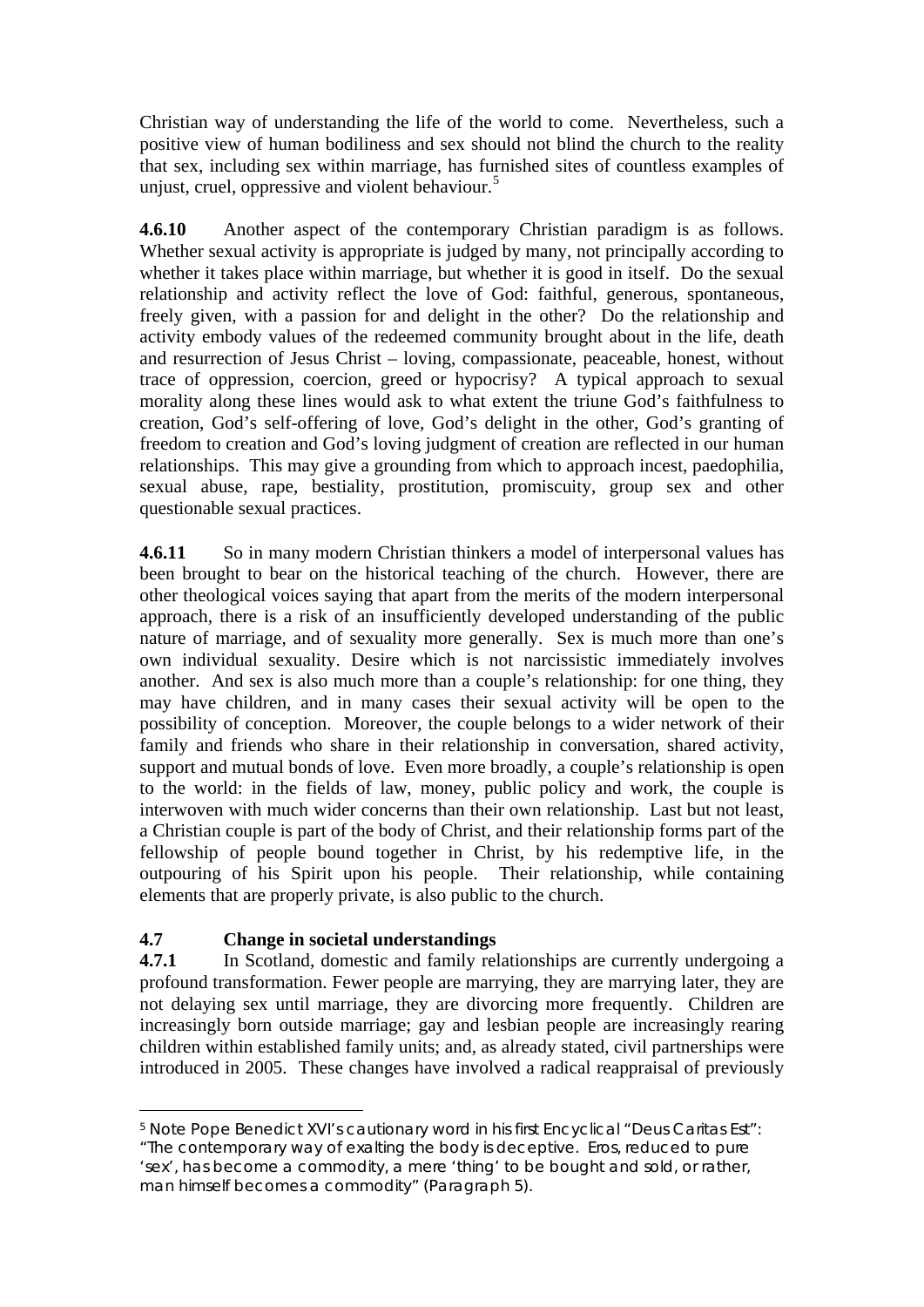Christian way of understanding the life of the world to come. Nevertheless, such a positive view of human bodiliness and sex should not blind the church to the reality that sex, including sex within marriage, has furnished sites of countless examples of unjust, cruel, oppressive and violent behaviour.[5]

**4.6.10** Another aspect of the contemporary Christian paradigm is as follows. Whether sexual activity is appropriate is judged by many, not principally according to whether it takes place within marriage, but whether it is good in itself. Do the sexual relationship and activity reflect the love of God: faithful, generous, spontaneous, freely given, with a passion for and delight in the other? Do the relationship and activity embody values of the redeemed community brought about in the life, death and resurrection of Jesus Christ – loving, compassionate, peaceable, honest, without trace of oppression, coercion, greed or hypocrisy? A typical approach to sexual morality along these lines would ask to what extent the triune God's faithfulness to creation, God's self-offering of love, God's delight in the other, God's granting of freedom to creation and God's loving judgment of creation are reflected in our human relationships. This may give a grounding from which to approach incest, paedophilia, sexual abuse, rape, bestiality, prostitution, promiscuity, group sex and other questionable sexual practices.

**4.6.11** So in many modern Christian thinkers a model of interpersonal values has been brought to bear on the historical teaching of the church. However, there are other theological voices saying that apart from the merits of the modern interpersonal approach, there is a risk of an insufficiently developed understanding of the public nature of marriage, and of sexuality more generally. Sex is much more than one's own individual sexuality. Desire which is not narcissistic immediately involves another. And sex is also much more than a couple's relationship: for one thing, they may have children, and in many cases their sexual activity will be open to the possibility of conception. Moreover, the couple belongs to a wider network of their family and friends who share in their relationship in conversation, shared activity, support and mutual bonds of love. Even more broadly, a couple's relationship is open to the world: in the fields of law, money, public policy and work, the couple is interwoven with much wider concerns than their own relationship. Last but not least, a Christian couple is part of the body of Christ, and their relationship forms part of the fellowship of people bound together in Christ, by his redemptive life, in the outpouring of his Spirit upon his people. Their relationship, while containing elements that are properly private, is also public to the church.

### 4.7 Change in societal understandings

**4.7.1** In Scotland, domestic and family relationships are currently undergoing a profound transformation. Fewer people are marrying, they are marrying later, they are not delaying sex until marriage, they are divorcing more frequently. Children are increasingly born outside marriage; gay and lesbian people are increasingly rearing children within established family units; and, as already stated, civil partnerships were introduced in 2005. These changes have involved a radical reappraisal of previously

---

[5] Note Pope Benedict XVI's cautionary word in his first Encyclical "Deus Caritas Est": "The contemporary way of exalting the body is deceptive. Eros, reduced to pure 'sex', has become a commodity, a mere 'thing' to be bought and sold, or rather, man himself becomes a commodity" (Paragraph 5).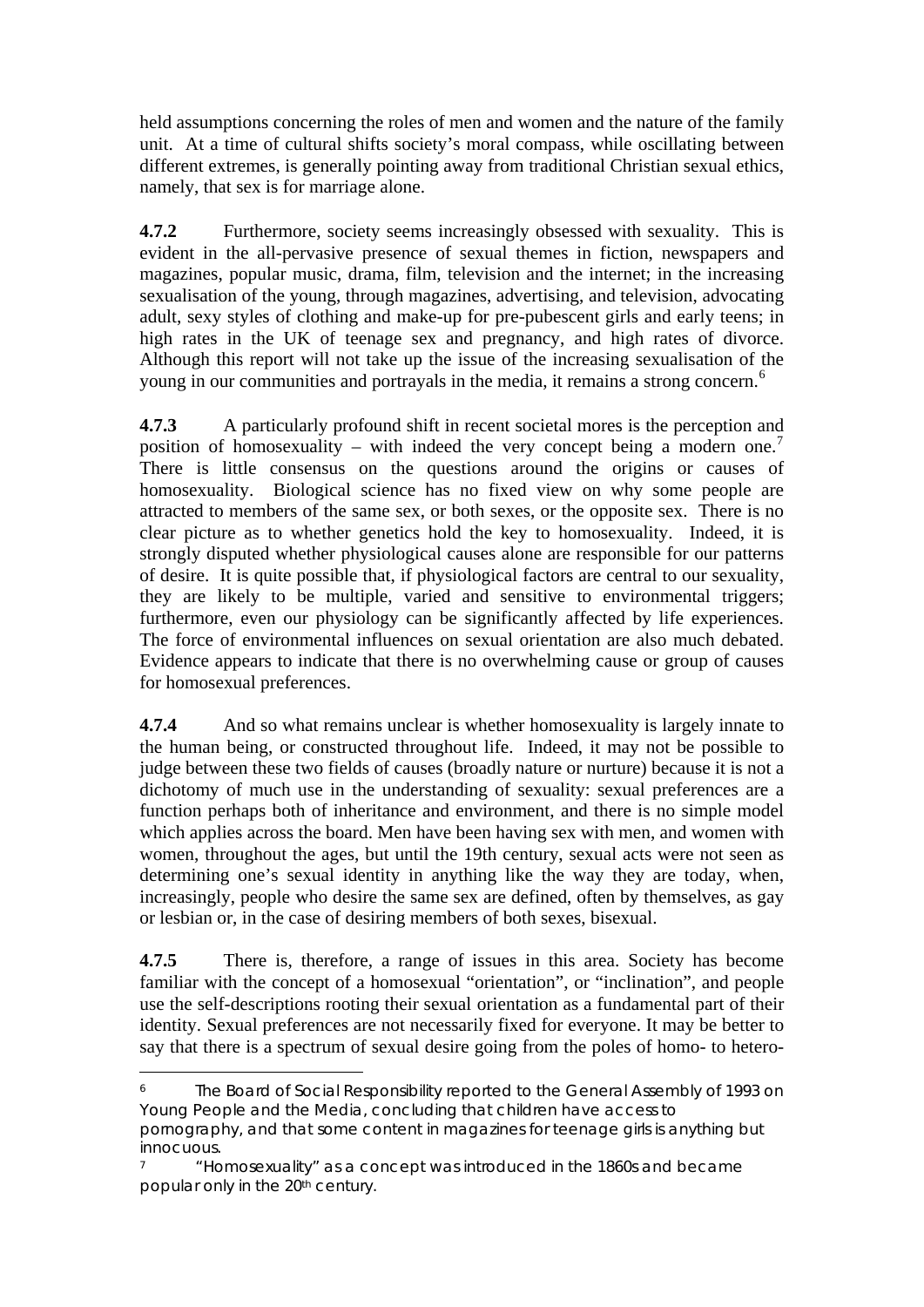held assumptions concerning the roles of men and women and the nature of the family unit. At a time of cultural shifts society's moral compass, while oscillating between different extremes, is generally pointing away from traditional Christian sexual ethics, namely, that sex is for marriage alone.

**4.7.2** Furthermore, society seems increasingly obsessed with sexuality. This is evident in the all-pervasive presence of sexual themes in fiction, newspapers and magazines, popular music, drama, film, television and the internet; in the increasing sexualisation of the young, through magazines, advertising, and television, advocating adult, sexy styles of clothing and make-up for pre-pubescent girls and early teens; in high rates in the UK of teenage sex and pregnancy, and high rates of divorce. Although this report will not take up the issue of the increasing sexualisation of the young in our communities and portrayals in the media, it remains a strong concern.[6]

**4.7.3** A particularly profound shift in recent societal mores is the perception and position of homosexuality – with indeed the very concept being a modern one.[7] There is little consensus on the questions around the origins or causes of homosexuality. Biological science has no fixed view on why some people are attracted to members of the same sex, or both sexes, or the opposite sex. There is no clear picture as to whether genetics hold the key to homosexuality. Indeed, it is strongly disputed whether physiological causes alone are responsible for our patterns of desire. It is quite possible that, if physiological factors are central to our sexuality, they are likely to be multiple, varied and sensitive to environmental triggers; furthermore, even our physiology can be significantly affected by life experiences. The force of environmental influences on sexual orientation are also much debated. Evidence appears to indicate that there is no overwhelming cause or group of causes for homosexual preferences.

**4.7.4** And so what remains unclear is whether homosexuality is largely innate to the human being, or constructed throughout life. Indeed, it may not be possible to judge between these two fields of causes (broadly nature or nurture) because it is not a dichotomy of much use in the understanding of sexuality: sexual preferences are a function perhaps both of inheritance and environment, and there is no simple model which applies across the board. Men have been having sex with men, and women with women, throughout the ages, but until the 19th century, sexual acts were not seen as determining one's sexual identity in anything like the way they are today, when, increasingly, people who desire the same sex are defined, often by themselves, as gay or lesbian or, in the case of desiring members of both sexes, bisexual.

**4.7.5** There is, therefore, a range of issues in this area. Society has become familiar with the concept of a homosexual "orientation", or "inclination", and people use the self-descriptions rooting their sexual orientation as a fundamental part of their identity. Sexual preferences are not necessarily fixed for everyone. It may be better to say that there is a spectrum of sexual desire going from the poles of homo- to hetero-

---

[6] The Board of Social Responsibility reported to the General Assembly of 1993 on Young People and the Media, concluding that children have access to pornography, and that some content in magazines for teenage girls is anything but innocuous.

[7] "Homosexuality" as a concept was introduced in the 1860s and became popular only in the 20th century.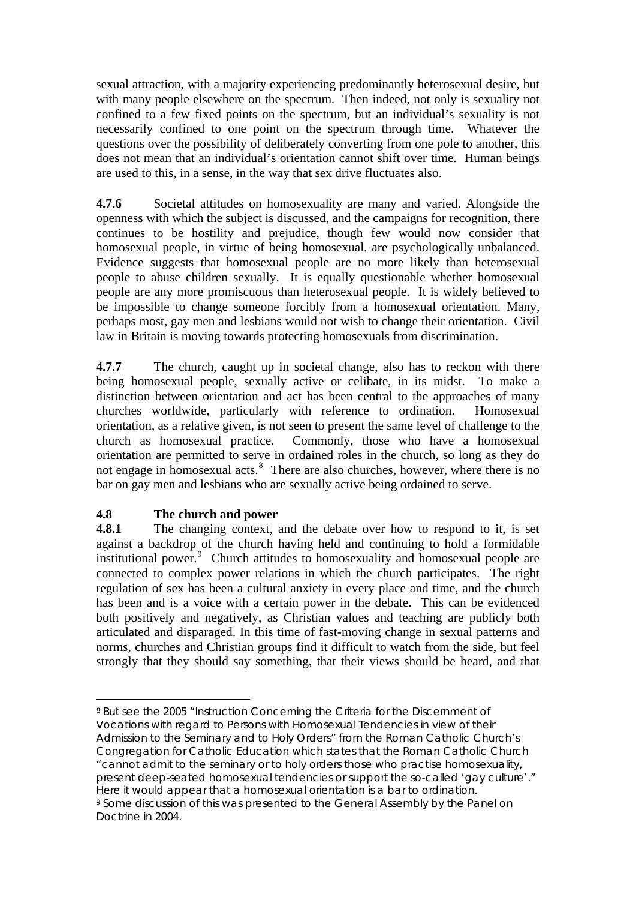sexual attraction, with a majority experiencing predominantly heterosexual desire, but with many people elsewhere on the spectrum. Then indeed, not only is sexuality not confined to a few fixed points on the spectrum, but an individual's sexuality is not necessarily confined to one point on the spectrum through time. Whatever the questions over the possibility of deliberately converting from one pole to another, this does not mean that an individual's orientation cannot shift over time. Human beings are used to this, in a sense, in the way that sex drive fluctuates also.

**4.7.6** Societal attitudes on homosexuality are many and varied. Alongside the openness with which the subject is discussed, and the campaigns for recognition, there continues to be hostility and prejudice, though few would now consider that homosexual people, in virtue of being homosexual, are psychologically unbalanced. Evidence suggests that homosexual people are no more likely than heterosexual people to abuse children sexually. It is equally questionable whether homosexual people are any more promiscuous than heterosexual people. It is widely believed to be impossible to change someone forcibly from a homosexual orientation. Many, perhaps most, gay men and lesbians would not wish to change their orientation. Civil law in Britain is moving towards protecting homosexuals from discrimination.

**4.7.7** The church, caught up in societal change, also has to reckon with there being homosexual people, sexually active or celibate, in its midst. To make a distinction between orientation and act has been central to the approaches of many churches worldwide, particularly with reference to ordination. Homosexual orientation, as a relative given, is not seen to present the same level of challenge to the church as homosexual practice. Commonly, those who have a homosexual orientation are permitted to serve in ordained roles in the church, so long as they do not engage in homosexual acts.[8] There are also churches, however, where there is no bar on gay men and lesbians who are sexually active being ordained to serve.

### 4.8 The church and power

**4.8.1** The changing context, and the debate over how to respond to it, is set against a backdrop of the church having held and continuing to hold a formidable institutional power.[9] Church attitudes to homosexuality and homosexual people are connected to complex power relations in which the church participates. The right regulation of sex has been a cultural anxiety in every place and time, and the church has been and is a voice with a certain power in the debate. This can be evidenced both positively and negatively, as Christian values and teaching are publicly both articulated and disparaged. In this time of fast-moving change in sexual patterns and norms, churches and Christian groups find it difficult to watch from the side, but feel strongly that they should say something, that their views should be heard, and that

---

[8] But see the 2005 "Instruction Concerning the Criteria for the Discernment of Vocations with regard to Persons with Homosexual Tendencies in view of their Admission to the Seminary and to Holy Orders" from the Roman Catholic Church's Congregation for Catholic Education which states that the Roman Catholic Church "cannot admit to the seminary or to holy orders those who practise homosexuality, present deep-seated homosexual tendencies or support the so-called 'gay culture'." Here it would appear that a homosexual orientation is a bar to ordination.

[9] Some discussion of this was presented to the General Assembly by the Panel on Doctrine in 2004.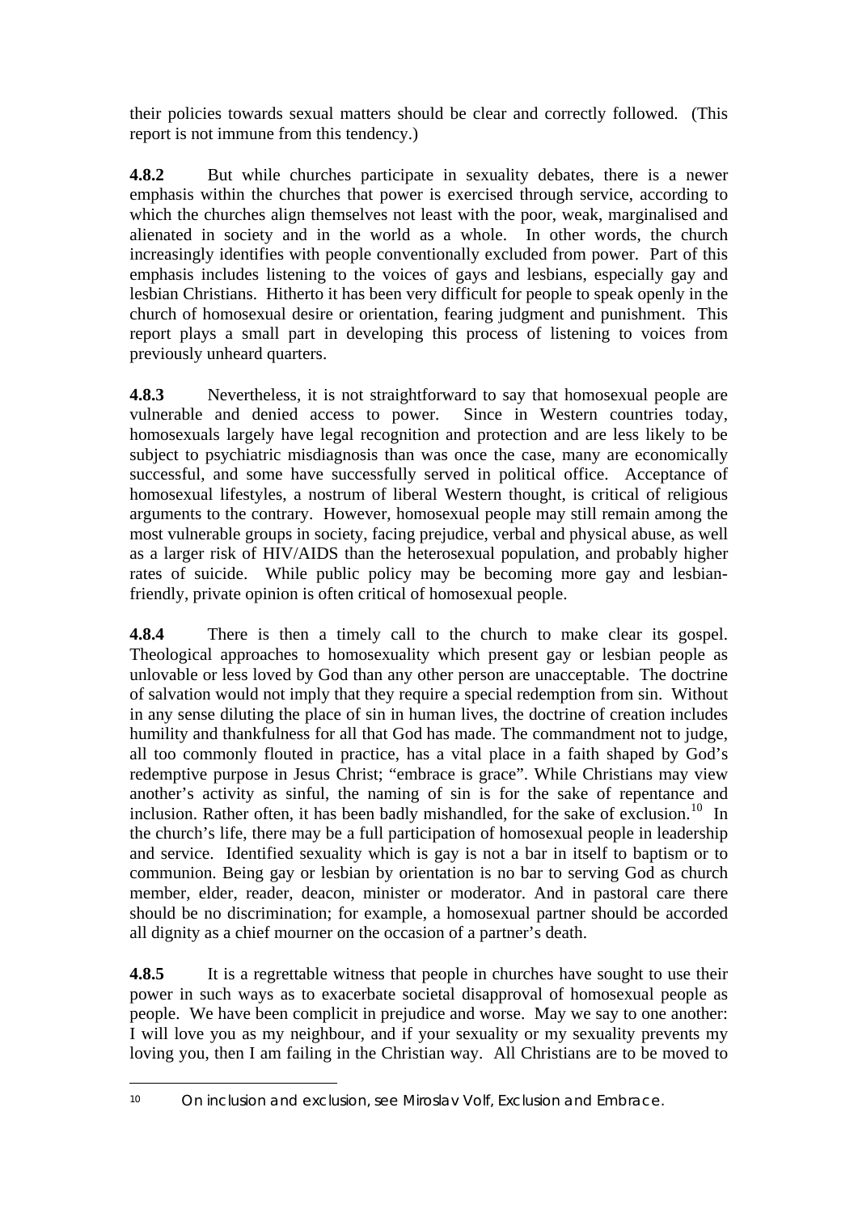their policies towards sexual matters should be clear and correctly followed. (This report is not immune from this tendency.)

**4.8.2** But while churches participate in sexuality debates, there is a newer emphasis within the churches that power is exercised through service, according to which the churches align themselves not least with the poor, weak, marginalised and alienated in society and in the world as a whole. In other words, the church increasingly identifies with people conventionally excluded from power. Part of this emphasis includes listening to the voices of gays and lesbians, especially gay and lesbian Christians. Hitherto it has been very difficult for people to speak openly in the church of homosexual desire or orientation, fearing judgment and punishment. This report plays a small part in developing this process of listening to voices from previously unheard quarters.

**4.8.3** Nevertheless, it is not straightforward to say that homosexual people are vulnerable and denied access to power. Since in Western countries today, homosexuals largely have legal recognition and protection and are less likely to be subject to psychiatric misdiagnosis than was once the case, many are economically successful, and some have successfully served in political office. Acceptance of homosexual lifestyles, a nostrum of liberal Western thought, is critical of religious arguments to the contrary. However, homosexual people may still remain among the most vulnerable groups in society, facing prejudice, verbal and physical abuse, as well as a larger risk of HIV/AIDS than the heterosexual population, and probably higher rates of suicide. While public policy may be becoming more gay and lesbian-friendly, private opinion is often critical of homosexual people.

**4.8.4** There is then a timely call to the church to make clear its gospel. Theological approaches to homosexuality which present gay or lesbian people as unlovable or less loved by God than any other person are unacceptable. The doctrine of salvation would not imply that they require a special redemption from sin. Without in any sense diluting the place of sin in human lives, the doctrine of creation includes humility and thankfulness for all that God has made. The commandment not to judge, all too commonly flouted in practice, has a vital place in a faith shaped by God's redemptive purpose in Jesus Christ; "embrace is grace". While Christians may view another's activity as sinful, the naming of sin is for the sake of repentance and inclusion. Rather often, it has been badly mishandled, for the sake of exclusion.[10] In the church's life, there may be a full participation of homosexual people in leadership and service. Identified sexuality which is gay is not a bar in itself to baptism or to communion. Being gay or lesbian by orientation is no bar to serving God as church member, elder, reader, deacon, minister or moderator. And in pastoral care there should be no discrimination; for example, a homosexual partner should be accorded all dignity as a chief mourner on the occasion of a partner's death.

**4.8.5** It is a regrettable witness that people in churches have sought to use their power in such ways as to exacerbate societal disapproval of homosexual people as people. We have been complicit in prejudice and worse. May we say to one another: I will love you as my neighbour, and if your sexuality or my sexuality prevents my loving you, then I am failing in the Christian way. All Christians are to be moved to

[10] On inclusion and exclusion, see Miroslav Volf, *Exclusion and Embrace*.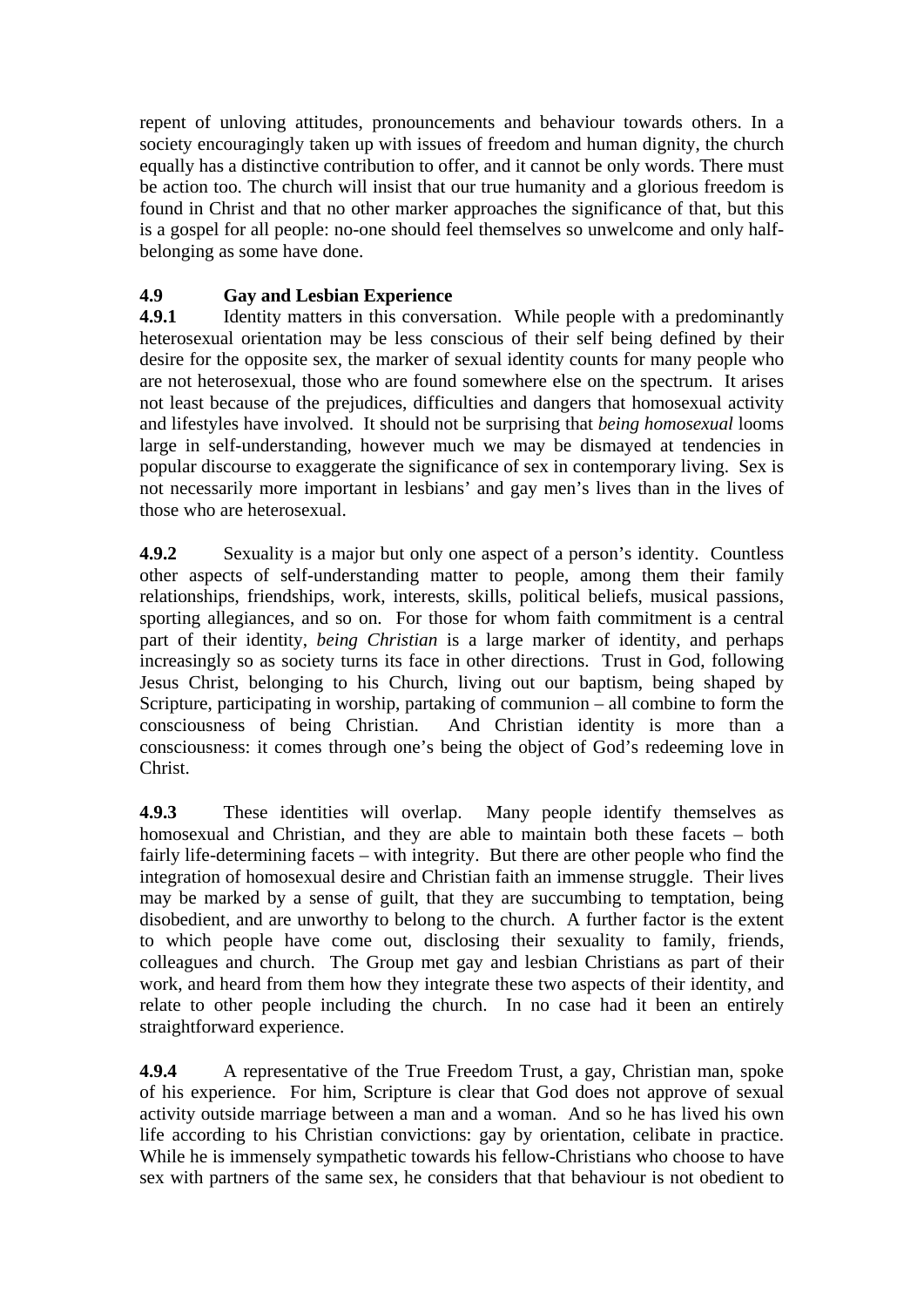repent of unloving attitudes, pronouncements and behaviour towards others. In a society encouragingly taken up with issues of freedom and human dignity, the church equally has a distinctive contribution to offer, and it cannot be only words. There must be action too. The church will insist that our true humanity and a glorious freedom is found in Christ and that no other marker approaches the significance of that, but this is a gospel for all people: no-one should feel themselves so unwelcome and only half-belonging as some have done.

### 4.9 Gay and Lesbian Experience

**4.9.1** Identity matters in this conversation. While people with a predominantly heterosexual orientation may be less conscious of their self being defined by their desire for the opposite sex, the marker of sexual identity counts for many people who are not heterosexual, those who are found somewhere else on the spectrum. It arises not least because of the prejudices, difficulties and dangers that homosexual activity and lifestyles have involved. It should not be surprising that *being homosexual* looms large in self-understanding, however much we may be dismayed at tendencies in popular discourse to exaggerate the significance of sex in contemporary living. Sex is not necessarily more important in lesbians' and gay men's lives than in the lives of those who are heterosexual.

**4.9.2** Sexuality is a major but only one aspect of a person's identity. Countless other aspects of self-understanding matter to people, among them their family relationships, friendships, work, interests, skills, political beliefs, musical passions, sporting allegiances, and so on. For those for whom faith commitment is a central part of their identity, *being Christian* is a large marker of identity, and perhaps increasingly so as society turns its face in other directions. Trust in God, following Jesus Christ, belonging to his Church, living out our baptism, being shaped by Scripture, participating in worship, partaking of communion – all combine to form the consciousness of being Christian. And Christian identity is more than a consciousness: it comes through one's being the object of God's redeeming love in Christ.

**4.9.3** These identities will overlap. Many people identify themselves as homosexual and Christian, and they are able to maintain both these facets – both fairly life-determining facets – with integrity. But there are other people who find the integration of homosexual desire and Christian faith an immense struggle. Their lives may be marked by a sense of guilt, that they are succumbing to temptation, being disobedient, and are unworthy to belong to the church. A further factor is the extent to which people have come out, disclosing their sexuality to family, friends, colleagues and church. The Group met gay and lesbian Christians as part of their work, and heard from them how they integrate these two aspects of their identity, and relate to other people including the church. In no case had it been an entirely straightforward experience.

**4.9.4** A representative of the True Freedom Trust, a gay, Christian man, spoke of his experience. For him, Scripture is clear that God does not approve of sexual activity outside marriage between a man and a woman. And so he has lived his own life according to his Christian convictions: gay by orientation, celibate in practice. While he is immensely sympathetic towards his fellow-Christians who choose to have sex with partners of the same sex, he considers that that behaviour is not obedient to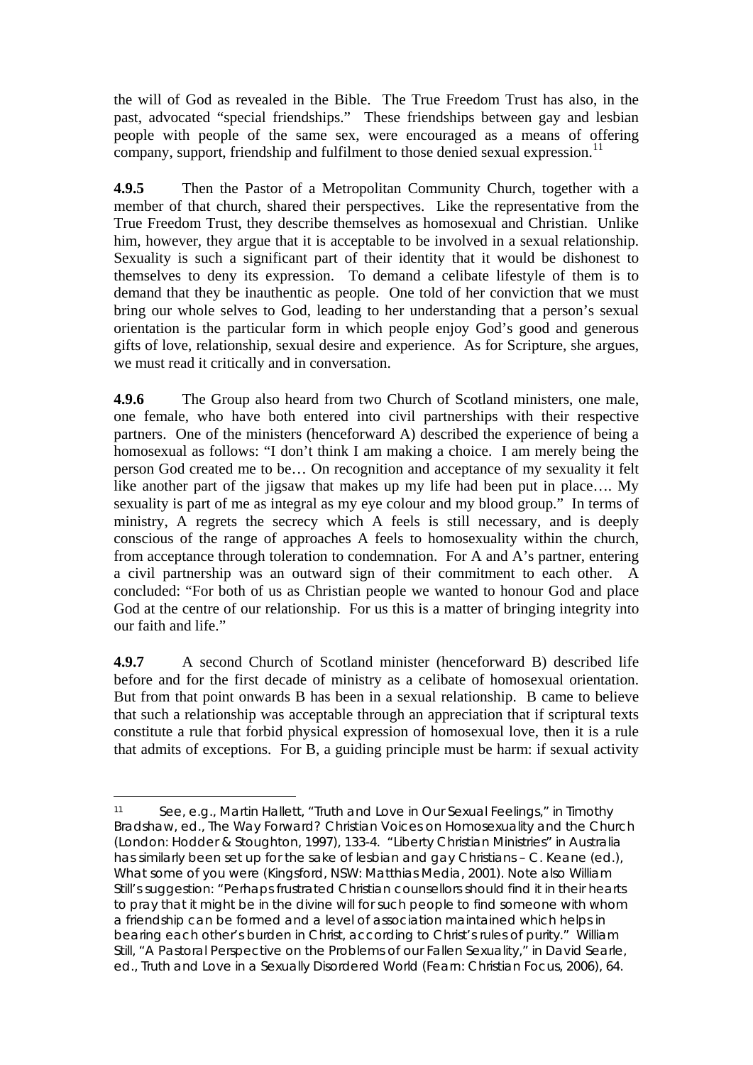the will of God as revealed in the Bible. The True Freedom Trust has also, in the past, advocated "special friendships." These friendships between gay and lesbian people with people of the same sex, were encouraged as a means of offering company, support, friendship and fulfilment to those denied sexual expression.[11]

**4.9.5** Then the Pastor of a Metropolitan Community Church, together with a member of that church, shared their perspectives. Like the representative from the True Freedom Trust, they describe themselves as homosexual and Christian. Unlike him, however, they argue that it is acceptable to be involved in a sexual relationship. Sexuality is such a significant part of their identity that it would be dishonest to themselves to deny its expression. To demand a celibate lifestyle of them is to demand that they be inauthentic as people. One told of her conviction that we must bring our whole selves to God, leading to her understanding that a person's sexual orientation is the particular form in which people enjoy God's good and generous gifts of love, relationship, sexual desire and experience. As for Scripture, she argues, we must read it critically and in conversation.

**4.9.6** The Group also heard from two Church of Scotland ministers, one male, one female, who have both entered into civil partnerships with their respective partners. One of the ministers (henceforward A) described the experience of being a homosexual as follows: "I don't think I am making a choice. I am merely being the person God created me to be… On recognition and acceptance of my sexuality it felt like another part of the jigsaw that makes up my life had been put in place…. My sexuality is part of me as integral as my eye colour and my blood group." In terms of ministry, A regrets the secrecy which A feels is still necessary, and is deeply conscious of the range of approaches A feels to homosexuality within the church, from acceptance through toleration to condemnation. For A and A's partner, entering a civil partnership was an outward sign of their commitment to each other. A concluded: "For both of us as Christian people we wanted to honour God and place God at the centre of our relationship. For us this is a matter of bringing integrity into our faith and life."

**4.9.7** A second Church of Scotland minister (henceforward B) described life before and for the first decade of ministry as a celibate of homosexual orientation. But from that point onwards B has been in a sexual relationship. B came to believe that such a relationship was acceptable through an appreciation that if scriptural texts constitute a rule that forbid physical expression of homosexual love, then it is a rule that admits of exceptions. For B, a guiding principle must be harm: if sexual activity

---

[11] See, e.g., Martin Hallett, "Truth and Love in Our Sexual Feelings," in Timothy Bradshaw, ed., The Way Forward? Christian Voices on Homosexuality and the Church (London: Hodder & Stoughton, 1997), 133-4. "Liberty Christian Ministries" in Australia has similarly been set up for the sake of lesbian and gay Christians – C. Keane (ed.), What some of you were (Kingsford, NSW: Matthias Media, 2001). Note also William Still's suggestion: "Perhaps frustrated Christian counsellors should find it in their hearts to pray that it might be in the divine will for such people to find someone with whom a friendship can be formed and a level of association maintained which helps in bearing each other's burden in Christ, according to Christ's rules of purity." William Still, "A Pastoral Perspective on the Problems of our Fallen Sexuality," in David Searle, ed., Truth and Love in a Sexually Disordered World (Fearn: Christian Focus, 2006), 64.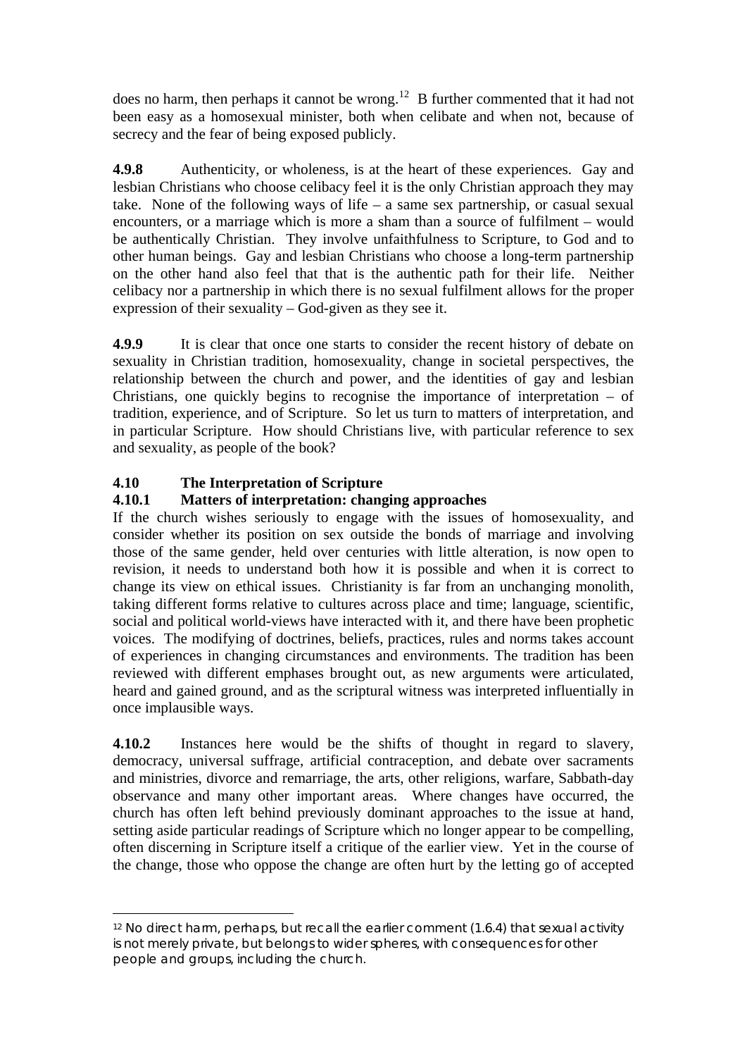does no harm, then perhaps it cannot be wrong.[12] B further commented that it had not been easy as a homosexual minister, both when celibate and when not, because of secrecy and the fear of being exposed publicly.

**4.9.8** Authenticity, or wholeness, is at the heart of these experiences. Gay and lesbian Christians who choose celibacy feel it is the only Christian approach they may take. None of the following ways of life – a same sex partnership, or casual sexual encounters, or a marriage which is more a sham than a source of fulfilment – would be authentically Christian. They involve unfaithfulness to Scripture, to God and to other human beings. Gay and lesbian Christians who choose a long-term partnership on the other hand also feel that that is the authentic path for their life. Neither celibacy nor a partnership in which there is no sexual fulfilment allows for the proper expression of their sexuality – God-given as they see it.

**4.9.9** It is clear that once one starts to consider the recent history of debate on sexuality in Christian tradition, homosexuality, change in societal perspectives, the relationship between the church and power, and the identities of gay and lesbian Christians, one quickly begins to recognise the importance of interpretation – of tradition, experience, and of Scripture. So let us turn to matters of interpretation, and in particular Scripture. How should Christians live, with particular reference to sex and sexuality, as people of the book?

## 4.10 The Interpretation of Scripture

### 4.10.1 Matters of interpretation: changing approaches

If the church wishes seriously to engage with the issues of homosexuality, and consider whether its position on sex outside the bonds of marriage and involving those of the same gender, held over centuries with little alteration, is now open to revision, it needs to understand both how it is possible and when it is correct to change its view on ethical issues. Christianity is far from an unchanging monolith, taking different forms relative to cultures across place and time; language, scientific, social and political world-views have interacted with it, and there have been prophetic voices. The modifying of doctrines, beliefs, practices, rules and norms takes account of experiences in changing circumstances and environments. The tradition has been reviewed with different emphases brought out, as new arguments were articulated, heard and gained ground, and as the scriptural witness was interpreted influentially in once implausible ways.

**4.10.2** Instances here would be the shifts of thought in regard to slavery, democracy, universal suffrage, artificial contraception, and debate over sacraments and ministries, divorce and remarriage, the arts, other religions, warfare, Sabbath-day observance and many other important areas. Where changes have occurred, the church has often left behind previously dominant approaches to the issue at hand, setting aside particular readings of Scripture which no longer appear to be compelling, often discerning in Scripture itself a critique of the earlier view. Yet in the course of the change, those who oppose the change are often hurt by the letting go of accepted

---

[12] No direct harm, perhaps, but recall the earlier comment (1.6.4) that sexual activity is not merely private, but belongs to wider spheres, with consequences for other people and groups, including the church.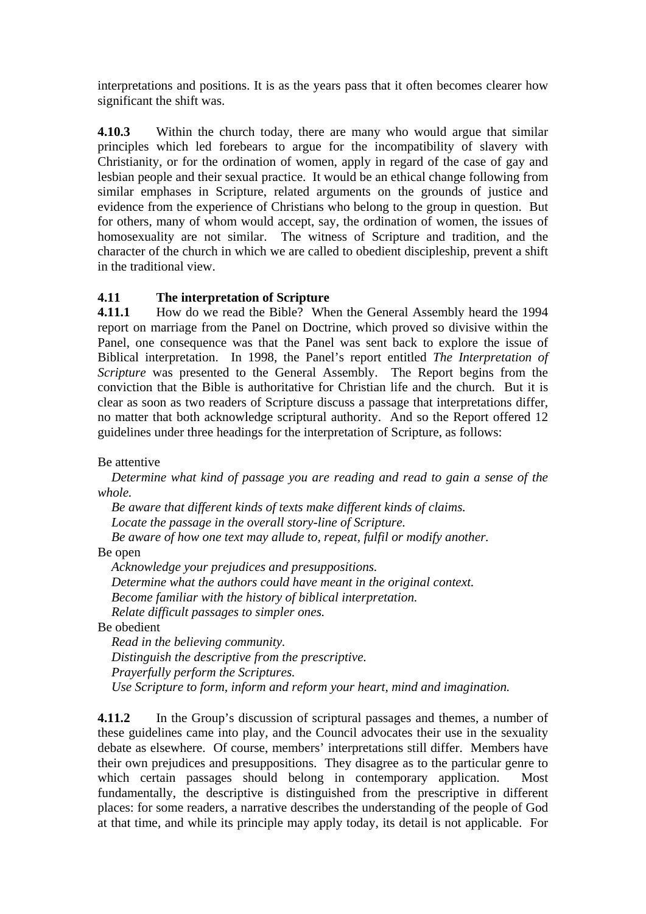interpretations and positions. It is as the years pass that it often becomes clearer how significant the shift was.

**4.10.3** Within the church today, there are many who would argue that similar principles which led forebears to argue for the incompatibility of slavery with Christianity, or for the ordination of women, apply in regard of the case of gay and lesbian people and their sexual practice. It would be an ethical change following from similar emphases in Scripture, related arguments on the grounds of justice and evidence from the experience of Christians who belong to the group in question. But for others, many of whom would accept, say, the ordination of women, the issues of homosexuality are not similar. The witness of Scripture and tradition, and the character of the church in which we are called to obedient discipleship, prevent a shift in the traditional view.

### 4.11 The interpretation of Scripture

**4.11.1** How do we read the Bible? When the General Assembly heard the 1994 report on marriage from the Panel on Doctrine, which proved so divisive within the Panel, one consequence was that the Panel was sent back to explore the issue of Biblical interpretation. In 1998, the Panel's report entitled *The Interpretation of Scripture* was presented to the General Assembly. The Report begins from the conviction that the Bible is authoritative for Christian life and the church. But it is clear as soon as two readers of Scripture discuss a passage that interpretations differ, no matter that both acknowledge scriptural authority. And so the Report offered 12 guidelines under three headings for the interpretation of Scripture, as follows:

Be attentive

*Determine what kind of passage you are reading and read to gain a sense of the whole.*

*Be aware that different kinds of texts make different kinds of claims.*

*Locate the passage in the overall story-line of Scripture.*

*Be aware of how one text may allude to, repeat, fulfil or modify another.*

Be open

*Acknowledge your prejudices and presuppositions.*

*Determine what the authors could have meant in the original context.*

*Become familiar with the history of biblical interpretation.*

*Relate difficult passages to simpler ones.*

Be obedient

*Read in the believing community.*

*Distinguish the descriptive from the prescriptive.*

*Prayerfully perform the Scriptures.*

*Use Scripture to form, inform and reform your heart, mind and imagination.*

**4.11.2** In the Group's discussion of scriptural passages and themes, a number of these guidelines came into play, and the Council advocates their use in the sexuality debate as elsewhere. Of course, members' interpretations still differ. Members have their own prejudices and presuppositions. They disagree as to the particular genre to which certain passages should belong in contemporary application. Most fundamentally, the descriptive is distinguished from the prescriptive in different places: for some readers, a narrative describes the understanding of the people of God at that time, and while its principle may apply today, its detail is not applicable. For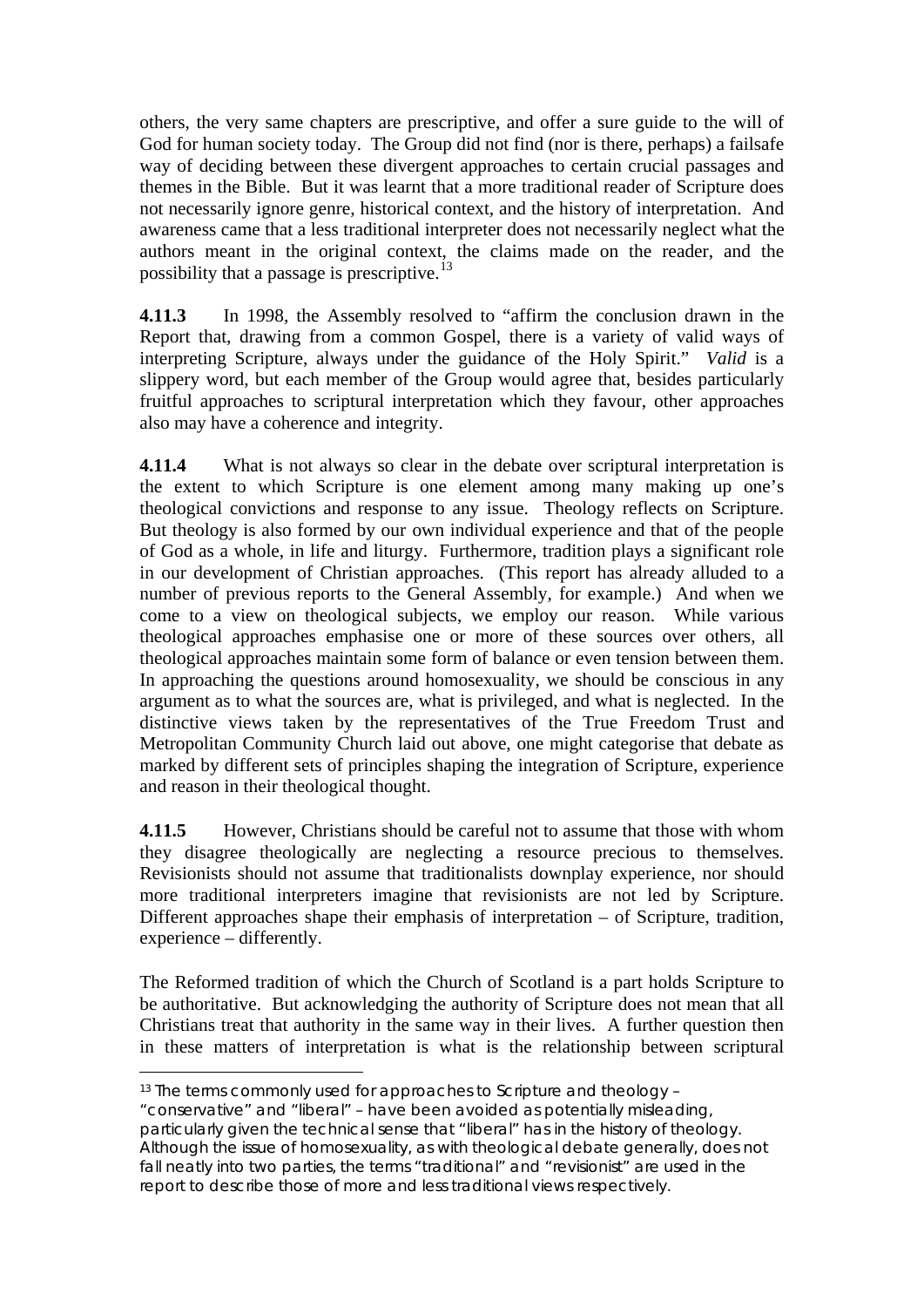others, the very same chapters are prescriptive, and offer a sure guide to the will of God for human society today. The Group did not find (nor is there, perhaps) a failsafe way of deciding between these divergent approaches to certain crucial passages and themes in the Bible. But it was learnt that a more traditional reader of Scripture does not necessarily ignore genre, historical context, and the history of interpretation. And awareness came that a less traditional interpreter does not necessarily neglect what the authors meant in the original context, the claims made on the reader, and the possibility that a passage is prescriptive.[13]

**4.11.3** In 1998, the Assembly resolved to "affirm the conclusion drawn in the Report that, drawing from a common Gospel, there is a variety of valid ways of interpreting Scripture, always under the guidance of the Holy Spirit." *Valid* is a slippery word, but each member of the Group would agree that, besides particularly fruitful approaches to scriptural interpretation which they favour, other approaches also may have a coherence and integrity.

**4.11.4** What is not always so clear in the debate over scriptural interpretation is the extent to which Scripture is one element among many making up one's theological convictions and response to any issue. Theology reflects on Scripture. But theology is also formed by our own individual experience and that of the people of God as a whole, in life and liturgy. Furthermore, tradition plays a significant role in our development of Christian approaches. (This report has already alluded to a number of previous reports to the General Assembly, for example.) And when we come to a view on theological subjects, we employ our reason. While various theological approaches emphasise one or more of these sources over others, all theological approaches maintain some form of balance or even tension between them. In approaching the questions around homosexuality, we should be conscious in any argument as to what the sources are, what is privileged, and what is neglected. In the distinctive views taken by the representatives of the True Freedom Trust and Metropolitan Community Church laid out above, one might categorise that debate as marked by different sets of principles shaping the integration of Scripture, experience and reason in their theological thought.

**4.11.5** However, Christians should be careful not to assume that those with whom they disagree theologically are neglecting a resource precious to themselves. Revisionists should not assume that traditionalists downplay experience, nor should more traditional interpreters imagine that revisionists are not led by Scripture. Different approaches shape their emphasis of interpretation – of Scripture, tradition, experience – differently.

The Reformed tradition of which the Church of Scotland is a part holds Scripture to be authoritative. But acknowledging the authority of Scripture does not mean that all Christians treat that authority in the same way in their lives. A further question then in these matters of interpretation is what is the relationship between scriptural

---

[13] The terms commonly used for approaches to Scripture and theology – "conservative" and "liberal" – have been avoided as potentially misleading, particularly given the technical sense that "liberal" has in the history of theology. Although the issue of homosexuality, as with theological debate generally, does not fall neatly into two parties, the terms "traditional" and "revisionist" are used in the report to describe those of more and less traditional views respectively.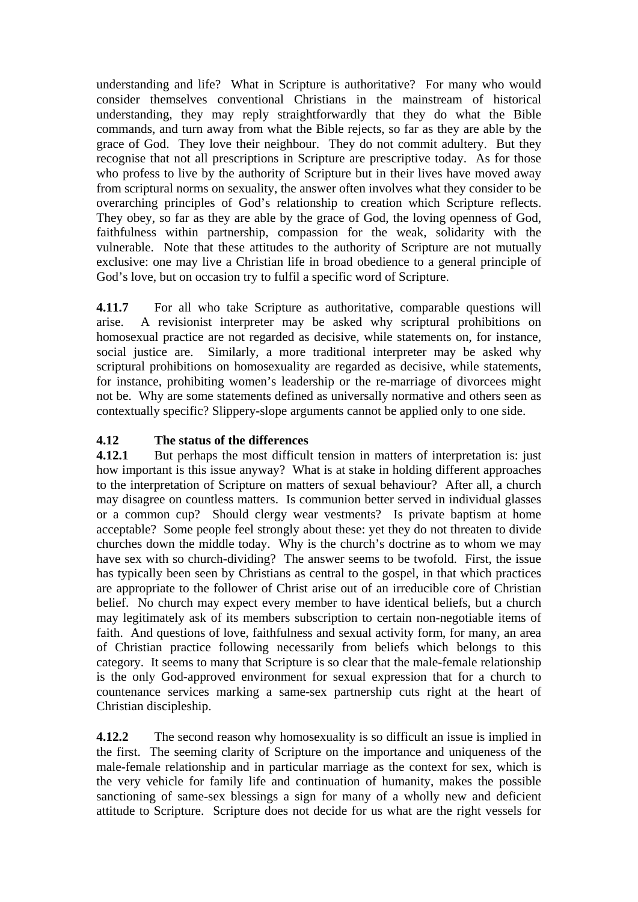understanding and life? What in Scripture is authoritative? For many who would consider themselves conventional Christians in the mainstream of historical understanding, they may reply straightforwardly that they do what the Bible commands, and turn away from what the Bible rejects, so far as they are able by the grace of God. They love their neighbour. They do not commit adultery. But they recognise that not all prescriptions in Scripture are prescriptive today. As for those who profess to live by the authority of Scripture but in their lives have moved away from scriptural norms on sexuality, the answer often involves what they consider to be overarching principles of God's relationship to creation which Scripture reflects. They obey, so far as they are able by the grace of God, the loving openness of God, faithfulness within partnership, compassion for the weak, solidarity with the vulnerable. Note that these attitudes to the authority of Scripture are not mutually exclusive: one may live a Christian life in broad obedience to a general principle of God's love, but on occasion try to fulfil a specific word of Scripture.

**4.11.7** For all who take Scripture as authoritative, comparable questions will arise. A revisionist interpreter may be asked why scriptural prohibitions on homosexual practice are not regarded as decisive, while statements on, for instance, social justice are. Similarly, a more traditional interpreter may be asked why scriptural prohibitions on homosexuality are regarded as decisive, while statements, for instance, prohibiting women's leadership or the re-marriage of divorcees might not be. Why are some statements defined as universally normative and others seen as contextually specific? Slippery-slope arguments cannot be applied only to one side.

### 4.12 The status of the differences

**4.12.1** But perhaps the most difficult tension in matters of interpretation is: just how important is this issue anyway? What is at stake in holding different approaches to the interpretation of Scripture on matters of sexual behaviour? After all, a church may disagree on countless matters. Is communion better served in individual glasses or a common cup? Should clergy wear vestments? Is private baptism at home acceptable? Some people feel strongly about these: yet they do not threaten to divide churches down the middle today. Why is the church's doctrine as to whom we may have sex with so church-dividing? The answer seems to be twofold. First, the issue has typically been seen by Christians as central to the gospel, in that which practices are appropriate to the follower of Christ arise out of an irreducible core of Christian belief. No church may expect every member to have identical beliefs, but a church may legitimately ask of its members subscription to certain non-negotiable items of faith. And questions of love, faithfulness and sexual activity form, for many, an area of Christian practice following necessarily from beliefs which belongs to this category. It seems to many that Scripture is so clear that the male-female relationship is the only God-approved environment for sexual expression that for a church to countenance services marking a same-sex partnership cuts right at the heart of Christian discipleship.

**4.12.2** The second reason why homosexuality is so difficult an issue is implied in the first. The seeming clarity of Scripture on the importance and uniqueness of the male-female relationship and in particular marriage as the context for sex, which is the very vehicle for family life and continuation of humanity, makes the possible sanctioning of same-sex blessings a sign for many of a wholly new and deficient attitude to Scripture. Scripture does not decide for us what are the right vessels for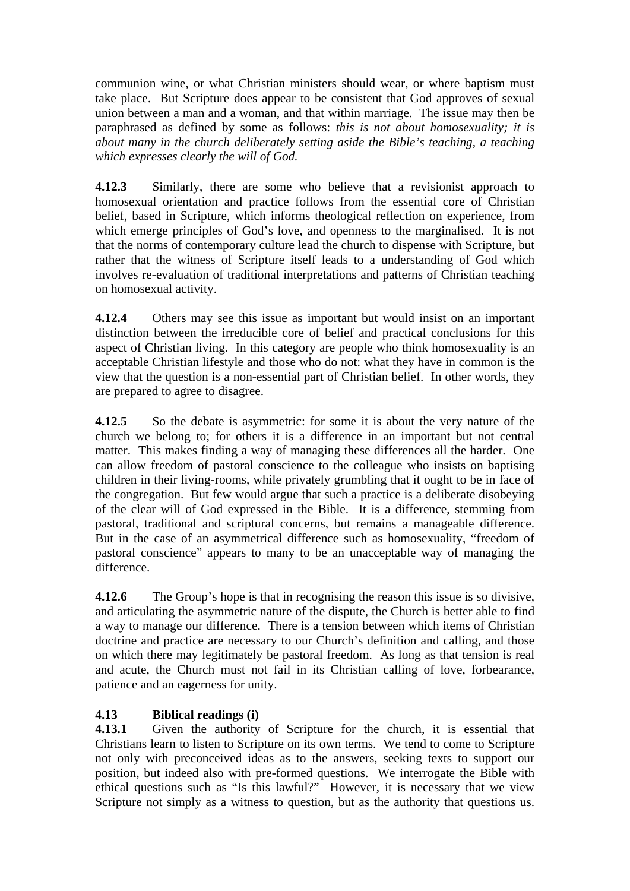communion wine, or what Christian ministers should wear, or where baptism must take place. But Scripture does appear to be consistent that God approves of sexual union between a man and a woman, and that within marriage. The issue may then be paraphrased as defined by some as follows: *this is not about homosexuality; it is about many in the church deliberately setting aside the Bible's teaching, a teaching which expresses clearly the will of God.*

**4.12.3** Similarly, there are some who believe that a revisionist approach to homosexual orientation and practice follows from the essential core of Christian belief, based in Scripture, which informs theological reflection on experience, from which emerge principles of God's love, and openness to the marginalised. It is not that the norms of contemporary culture lead the church to dispense with Scripture, but rather that the witness of Scripture itself leads to a understanding of God which involves re-evaluation of traditional interpretations and patterns of Christian teaching on homosexual activity.

**4.12.4** Others may see this issue as important but would insist on an important distinction between the irreducible core of belief and practical conclusions for this aspect of Christian living. In this category are people who think homosexuality is an acceptable Christian lifestyle and those who do not: what they have in common is the view that the question is a non-essential part of Christian belief. In other words, they are prepared to agree to disagree.

**4.12.5** So the debate is asymmetric: for some it is about the very nature of the church we belong to; for others it is a difference in an important but not central matter. This makes finding a way of managing these differences all the harder. One can allow freedom of pastoral conscience to the colleague who insists on baptising children in their living-rooms, while privately grumbling that it ought to be in face of the congregation. But few would argue that such a practice is a deliberate disobeying of the clear will of God expressed in the Bible. It is a difference, stemming from pastoral, traditional and scriptural concerns, but remains a manageable difference. But in the case of an asymmetrical difference such as homosexuality, "freedom of pastoral conscience" appears to many to be an unacceptable way of managing the difference.

**4.12.6** The Group's hope is that in recognising the reason this issue is so divisive, and articulating the asymmetric nature of the dispute, the Church is better able to find a way to manage our difference. There is a tension between which items of Christian doctrine and practice are necessary to our Church's definition and calling, and those on which there may legitimately be pastoral freedom. As long as that tension is real and acute, the Church must not fail in its Christian calling of love, forbearance, patience and an eagerness for unity.

### 4.13 Biblical readings (i)

**4.13.1** Given the authority of Scripture for the church, it is essential that Christians learn to listen to Scripture on its own terms. We tend to come to Scripture not only with preconceived ideas as to the answers, seeking texts to support our position, but indeed also with pre-formed questions. We interrogate the Bible with ethical questions such as "Is this lawful?" However, it is necessary that we view Scripture not simply as a witness to question, but as the authority that questions us.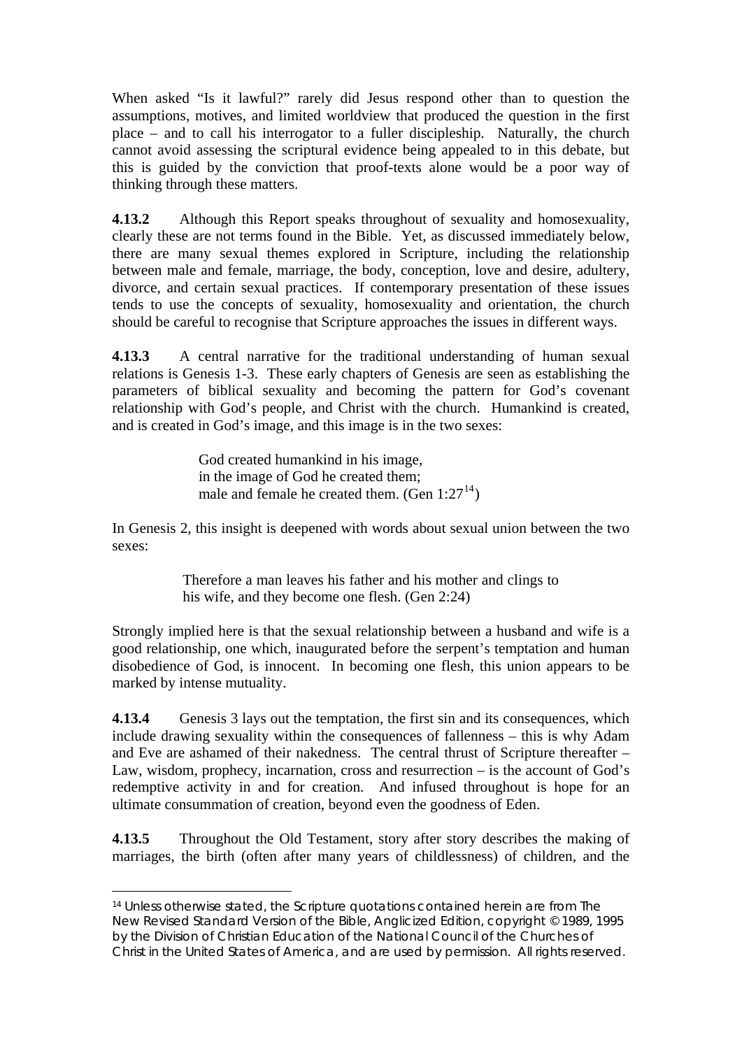When asked "Is it lawful?" rarely did Jesus respond other than to question the assumptions, motives, and limited worldview that produced the question in the first place – and to call his interrogator to a fuller discipleship. Naturally, the church cannot avoid assessing the scriptural evidence being appealed to in this debate, but this is guided by the conviction that proof-texts alone would be a poor way of thinking through these matters.

**4.13.2** Although this Report speaks throughout of sexuality and homosexuality, clearly these are not terms found in the Bible. Yet, as discussed immediately below, there are many sexual themes explored in Scripture, including the relationship between male and female, marriage, the body, conception, love and desire, adultery, divorce, and certain sexual practices. If contemporary presentation of these issues tends to use the concepts of sexuality, homosexuality and orientation, the church should be careful to recognise that Scripture approaches the issues in different ways.

**4.13.3** A central narrative for the traditional understanding of human sexual relations is Genesis 1-3. These early chapters of Genesis are seen as establishing the parameters of biblical sexuality and becoming the pattern for God's covenant relationship with God's people, and Christ with the church. Humankind is created, and is created in God's image, and this image is in the two sexes:

> God created humankind in his image,
> in the image of God he created them;
> male and female he created them. (Gen 1:27[14])

In Genesis 2, this insight is deepened with words about sexual union between the two sexes:

> Therefore a man leaves his father and his mother and clings to his wife, and they become one flesh. (Gen 2:24)

Strongly implied here is that the sexual relationship between a husband and wife is a good relationship, one which, inaugurated before the serpent's temptation and human disobedience of God, is innocent. In becoming one flesh, this union appears to be marked by intense mutuality.

**4.13.4** Genesis 3 lays out the temptation, the first sin and its consequences, which include drawing sexuality within the consequences of fallenness – this is why Adam and Eve are ashamed of their nakedness. The central thrust of Scripture thereafter – Law, wisdom, prophecy, incarnation, cross and resurrection – is the account of God's redemptive activity in and for creation. And infused throughout is hope for an ultimate consummation of creation, beyond even the goodness of Eden.

**4.13.5** Throughout the Old Testament, story after story describes the making of marriages, the birth (often after many years of childlessness) of children, and the

---

[14] Unless otherwise stated, the Scripture quotations contained herein are from The New Revised Standard Version of the Bible, Anglicized Edition, copyright © 1989, 1995 by the Division of Christian Education of the National Council of the Churches of Christ in the United States of America, and are used by permission. All rights reserved.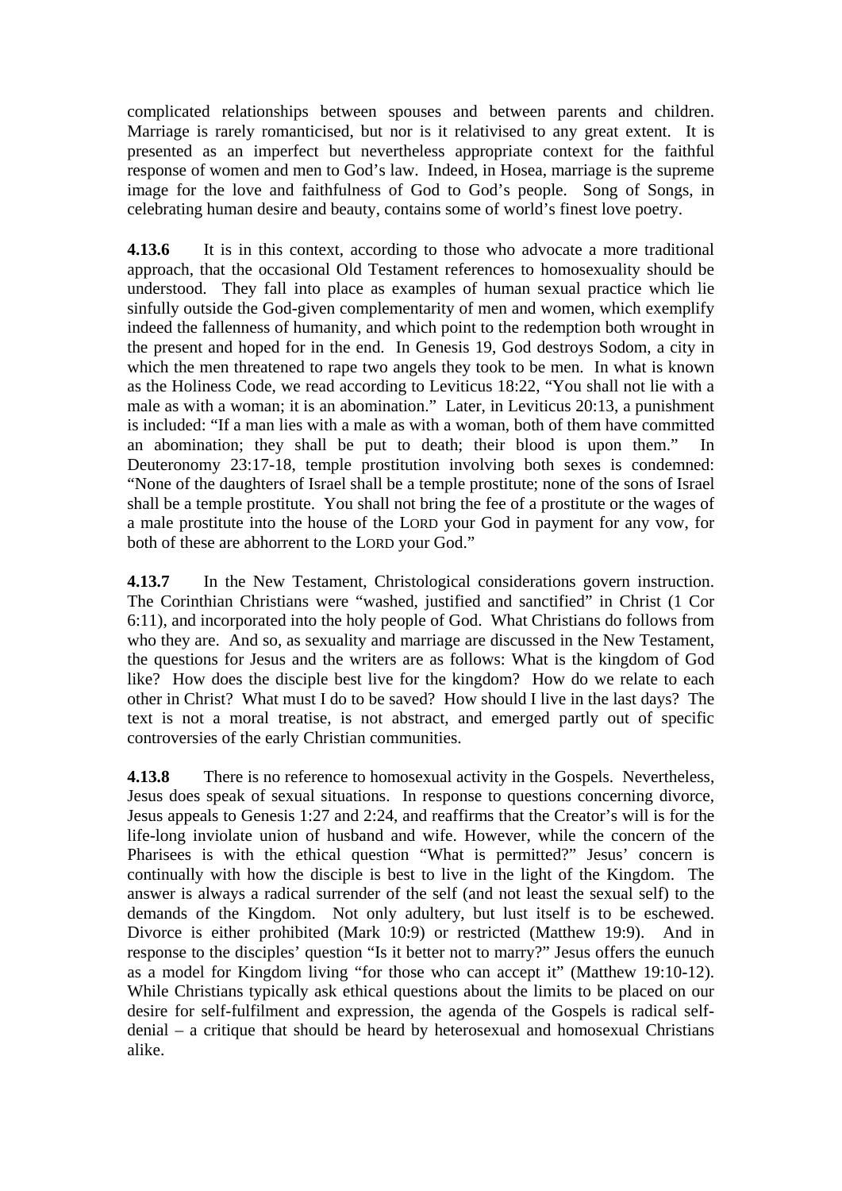complicated relationships between spouses and between parents and children. Marriage is rarely romanticised, but nor is it relativised to any great extent. It is presented as an imperfect but nevertheless appropriate context for the faithful response of women and men to God's law. Indeed, in Hosea, marriage is the supreme image for the love and faithfulness of God to God's people. Song of Songs, in celebrating human desire and beauty, contains some of world's finest love poetry.

**4.13.6** It is in this context, according to those who advocate a more traditional approach, that the occasional Old Testament references to homosexuality should be understood. They fall into place as examples of human sexual practice which lie sinfully outside the God-given complementarity of men and women, which exemplify indeed the fallenness of humanity, and which point to the redemption both wrought in the present and hoped for in the end. In Genesis 19, God destroys Sodom, a city in which the men threatened to rape two angels they took to be men. In what is known as the Holiness Code, we read according to Leviticus 18:22, "You shall not lie with a male as with a woman; it is an abomination." Later, in Leviticus 20:13, a punishment is included: "If a man lies with a male as with a woman, both of them have committed an abomination; they shall be put to death; their blood is upon them." In Deuteronomy 23:17-18, temple prostitution involving both sexes is condemned: "None of the daughters of Israel shall be a temple prostitute; none of the sons of Israel shall be a temple prostitute. You shall not bring the fee of a prostitute or the wages of a male prostitute into the house of the LORD your God in payment for any vow, for both of these are abhorrent to the LORD your God."

**4.13.7** In the New Testament, Christological considerations govern instruction. The Corinthian Christians were "washed, justified and sanctified" in Christ (1 Cor 6:11), and incorporated into the holy people of God. What Christians do follows from who they are. And so, as sexuality and marriage are discussed in the New Testament, the questions for Jesus and the writers are as follows: What is the kingdom of God like? How does the disciple best live for the kingdom? How do we relate to each other in Christ? What must I do to be saved? How should I live in the last days? The text is not a moral treatise, is not abstract, and emerged partly out of specific controversies of the early Christian communities.

**4.13.8** There is no reference to homosexual activity in the Gospels. Nevertheless, Jesus does speak of sexual situations. In response to questions concerning divorce, Jesus appeals to Genesis 1:27 and 2:24, and reaffirms that the Creator's will is for the life-long inviolate union of husband and wife. However, while the concern of the Pharisees is with the ethical question "What is permitted?" Jesus' concern is continually with how the disciple is best to live in the light of the Kingdom. The answer is always a radical surrender of the self (and not least the sexual self) to the demands of the Kingdom. Not only adultery, but lust itself is to be eschewed. Divorce is either prohibited (Mark 10:9) or restricted (Matthew 19:9). And in response to the disciples' question "Is it better not to marry?" Jesus offers the eunuch as a model for Kingdom living "for those who can accept it" (Matthew 19:10-12). While Christians typically ask ethical questions about the limits to be placed on our desire for self-fulfilment and expression, the agenda of the Gospels is radical self-denial – a critique that should be heard by heterosexual and homosexual Christians alike.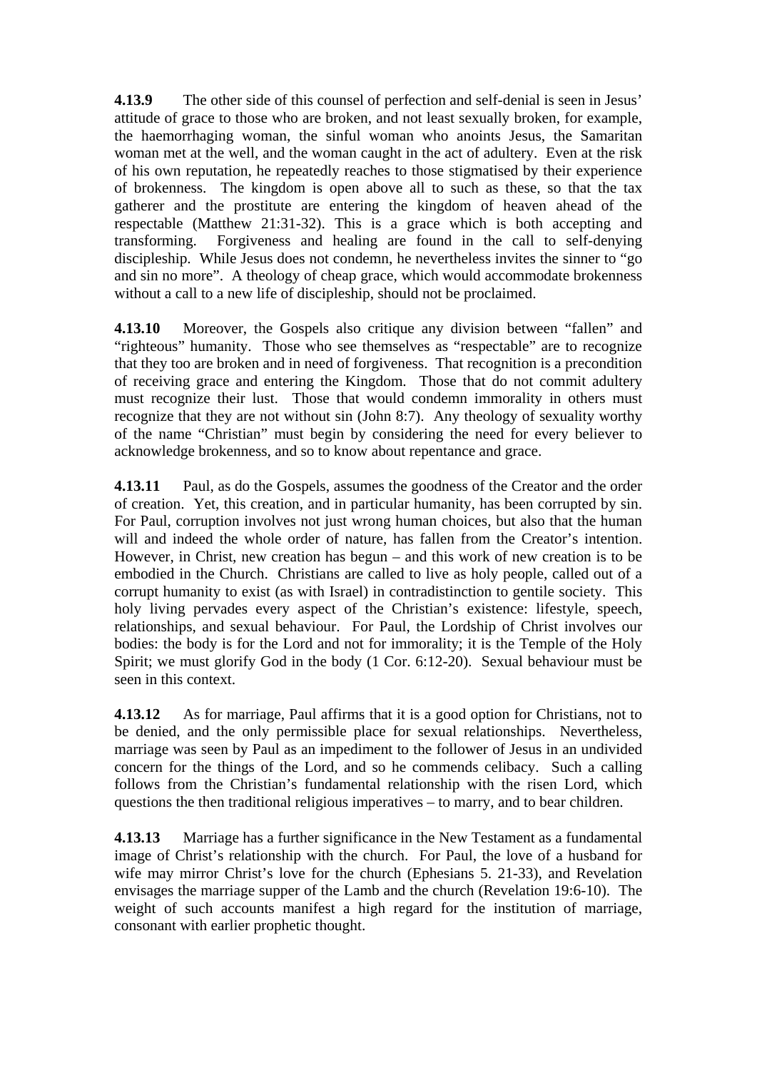**4.13.9** The other side of this counsel of perfection and self-denial is seen in Jesus' attitude of grace to those who are broken, and not least sexually broken, for example, the haemorrhaging woman, the sinful woman who anoints Jesus, the Samaritan woman met at the well, and the woman caught in the act of adultery. Even at the risk of his own reputation, he repeatedly reaches to those stigmatised by their experience of brokenness. The kingdom is open above all to such as these, so that the tax gatherer and the prostitute are entering the kingdom of heaven ahead of the respectable (Matthew 21:31-32). This is a grace which is both accepting and transforming. Forgiveness and healing are found in the call to self-denying discipleship. While Jesus does not condemn, he nevertheless invites the sinner to "go and sin no more". A theology of cheap grace, which would accommodate brokenness without a call to a new life of discipleship, should not be proclaimed.

**4.13.10** Moreover, the Gospels also critique any division between "fallen" and "righteous" humanity. Those who see themselves as "respectable" are to recognize that they too are broken and in need of forgiveness. That recognition is a precondition of receiving grace and entering the Kingdom. Those that do not commit adultery must recognize their lust. Those that would condemn immorality in others must recognize that they are not without sin (John 8:7). Any theology of sexuality worthy of the name "Christian" must begin by considering the need for every believer to acknowledge brokenness, and so to know about repentance and grace.

**4.13.11** Paul, as do the Gospels, assumes the goodness of the Creator and the order of creation. Yet, this creation, and in particular humanity, has been corrupted by sin. For Paul, corruption involves not just wrong human choices, but also that the human will and indeed the whole order of nature, has fallen from the Creator's intention. However, in Christ, new creation has begun – and this work of new creation is to be embodied in the Church. Christians are called to live as holy people, called out of a corrupt humanity to exist (as with Israel) in contradistinction to gentile society. This holy living pervades every aspect of the Christian's existence: lifestyle, speech, relationships, and sexual behaviour. For Paul, the Lordship of Christ involves our bodies: the body is for the Lord and not for immorality; it is the Temple of the Holy Spirit; we must glorify God in the body (1 Cor. 6:12-20). Sexual behaviour must be seen in this context.

**4.13.12** As for marriage, Paul affirms that it is a good option for Christians, not to be denied, and the only permissible place for sexual relationships. Nevertheless, marriage was seen by Paul as an impediment to the follower of Jesus in an undivided concern for the things of the Lord, and so he commends celibacy. Such a calling follows from the Christian's fundamental relationship with the risen Lord, which questions the then traditional religious imperatives – to marry, and to bear children.

**4.13.13** Marriage has a further significance in the New Testament as a fundamental image of Christ's relationship with the church. For Paul, the love of a husband for wife may mirror Christ's love for the church (Ephesians 5. 21-33), and Revelation envisages the marriage supper of the Lamb and the church (Revelation 19:6-10). The weight of such accounts manifest a high regard for the institution of marriage, consonant with earlier prophetic thought.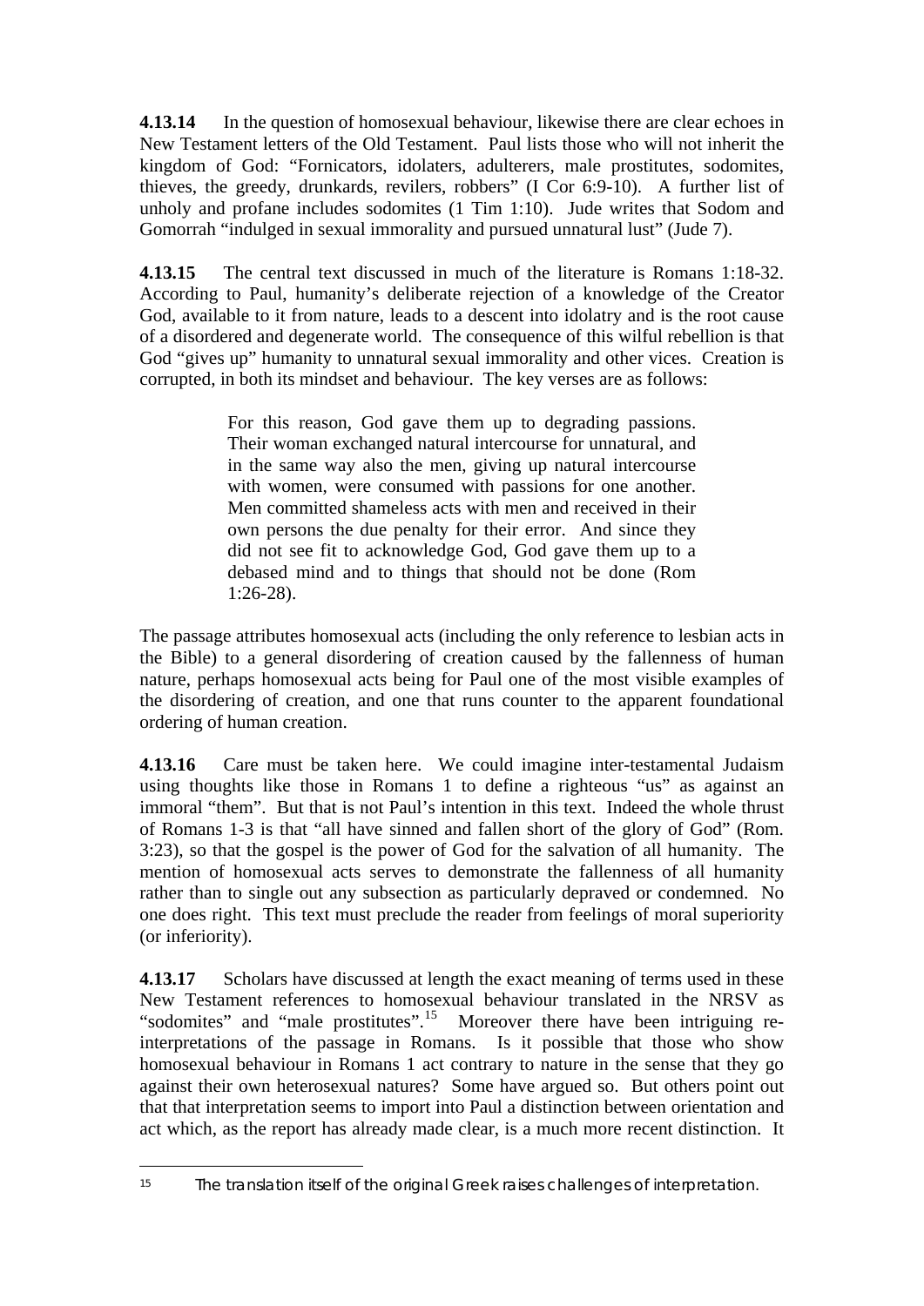**4.13.14** In the question of homosexual behaviour, likewise there are clear echoes in New Testament letters of the Old Testament. Paul lists those who will not inherit the kingdom of God: "Fornicators, idolaters, adulterers, male prostitutes, sodomites, thieves, the greedy, drunkards, revilers, robbers" (I Cor 6:9-10). A further list of unholy and profane includes sodomites (1 Tim 1:10). Jude writes that Sodom and Gomorrah "indulged in sexual immorality and pursued unnatural lust" (Jude 7).

**4.13.15** The central text discussed in much of the literature is Romans 1:18-32. According to Paul, humanity's deliberate rejection of a knowledge of the Creator God, available to it from nature, leads to a descent into idolatry and is the root cause of a disordered and degenerate world. The consequence of this wilful rebellion is that God "gives up" humanity to unnatural sexual immorality and other vices. Creation is corrupted, in both its mindset and behaviour. The key verses are as follows:

> For this reason, God gave them up to degrading passions. Their woman exchanged natural intercourse for unnatural, and in the same way also the men, giving up natural intercourse with women, were consumed with passions for one another. Men committed shameless acts with men and received in their own persons the due penalty for their error. And since they did not see fit to acknowledge God, God gave them up to a debased mind and to things that should not be done (Rom 1:26-28).

The passage attributes homosexual acts (including the only reference to lesbian acts in the Bible) to a general disordering of creation caused by the fallenness of human nature, perhaps homosexual acts being for Paul one of the most visible examples of the disordering of creation, and one that runs counter to the apparent foundational ordering of human creation.

**4.13.16** Care must be taken here. We could imagine inter-testamental Judaism using thoughts like those in Romans 1 to define a righteous "us" as against an immoral "them". But that is not Paul's intention in this text. Indeed the whole thrust of Romans 1-3 is that "all have sinned and fallen short of the glory of God" (Rom. 3:23), so that the gospel is the power of God for the salvation of all humanity. The mention of homosexual acts serves to demonstrate the fallenness of all humanity rather than to single out any subsection as particularly depraved or condemned. No one does right. This text must preclude the reader from feelings of moral superiority (or inferiority).

**4.13.17** Scholars have discussed at length the exact meaning of terms used in these New Testament references to homosexual behaviour translated in the NRSV as "sodomites" and "male prostitutes".[15] Moreover there have been intriguing re-interpretations of the passage in Romans. Is it possible that those who show homosexual behaviour in Romans 1 act contrary to nature in the sense that they go against their own heterosexual natures? Some have argued so. But others point out that that interpretation seems to import into Paul a distinction between orientation and act which, as the report has already made clear, is a much more recent distinction. It

---

[15] The translation itself of the original Greek raises challenges of interpretation.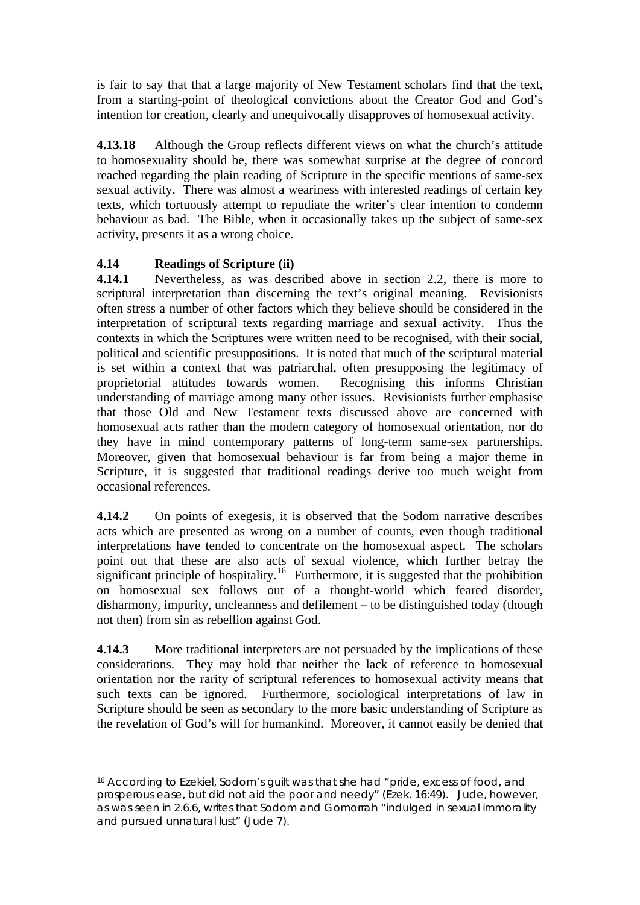is fair to say that that a large majority of New Testament scholars find that the text, from a starting-point of theological convictions about the Creator God and God's intention for creation, clearly and unequivocally disapproves of homosexual activity.

**4.13.18** Although the Group reflects different views on what the church's attitude to homosexuality should be, there was somewhat surprise at the degree of concord reached regarding the plain reading of Scripture in the specific mentions of same-sex sexual activity. There was almost a weariness with interested readings of certain key texts, which tortuously attempt to repudiate the writer's clear intention to condemn behaviour as bad. The Bible, when it occasionally takes up the subject of same-sex activity, presents it as a wrong choice.

### 4.14 Readings of Scripture (ii)

**4.14.1** Nevertheless, as was described above in section 2.2, there is more to scriptural interpretation than discerning the text's original meaning. Revisionists often stress a number of other factors which they believe should be considered in the interpretation of scriptural texts regarding marriage and sexual activity. Thus the contexts in which the Scriptures were written need to be recognised, with their social, political and scientific presuppositions. It is noted that much of the scriptural material is set within a context that was patriarchal, often presupposing the legitimacy of proprietorial attitudes towards women. Recognising this informs Christian understanding of marriage among many other issues. Revisionists further emphasise that those Old and New Testament texts discussed above are concerned with homosexual acts rather than the modern category of homosexual orientation, nor do they have in mind contemporary patterns of long-term same-sex partnerships. Moreover, given that homosexual behaviour is far from being a major theme in Scripture, it is suggested that traditional readings derive too much weight from occasional references.

**4.14.2** On points of exegesis, it is observed that the Sodom narrative describes acts which are presented as wrong on a number of counts, even though traditional interpretations have tended to concentrate on the homosexual aspect. The scholars point out that these are also acts of sexual violence, which further betray the significant principle of hospitality.[16] Furthermore, it is suggested that the prohibition on homosexual sex follows out of a thought-world which feared disorder, disharmony, impurity, uncleanness and defilement – to be distinguished today (though not then) from sin as rebellion against God.

**4.14.3** More traditional interpreters are not persuaded by the implications of these considerations. They may hold that neither the lack of reference to homosexual orientation nor the rarity of scriptural references to homosexual activity means that such texts can be ignored. Furthermore, sociological interpretations of law in Scripture should be seen as secondary to the more basic understanding of Scripture as the revelation of God's will for humankind. Moreover, it cannot easily be denied that

---

[16] According to Ezekiel, Sodom's guilt was that she had "pride, excess of food, and prosperous ease, but did not aid the poor and needy" (Ezek. 16:49). Jude, however, as was seen in 2.6.6, writes that Sodom and Gomorrah "indulged in sexual immorality and pursued unnatural lust" (Jude 7).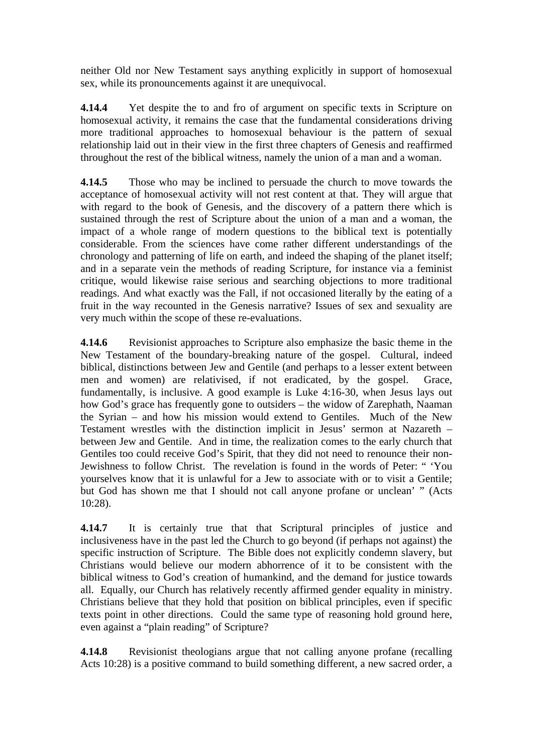neither Old nor New Testament says anything explicitly in support of homosexual sex, while its pronouncements against it are unequivocal.

**4.14.4** Yet despite the to and fro of argument on specific texts in Scripture on homosexual activity, it remains the case that the fundamental considerations driving more traditional approaches to homosexual behaviour is the pattern of sexual relationship laid out in their view in the first three chapters of Genesis and reaffirmed throughout the rest of the biblical witness, namely the union of a man and a woman.

**4.14.5** Those who may be inclined to persuade the church to move towards the acceptance of homosexual activity will not rest content at that. They will argue that with regard to the book of Genesis, and the discovery of a pattern there which is sustained through the rest of Scripture about the union of a man and a woman, the impact of a whole range of modern questions to the biblical text is potentially considerable. From the sciences have come rather different understandings of the chronology and patterning of life on earth, and indeed the shaping of the planet itself; and in a separate vein the methods of reading Scripture, for instance via a feminist critique, would likewise raise serious and searching objections to more traditional readings. And what exactly was the Fall, if not occasioned literally by the eating of a fruit in the way recounted in the Genesis narrative? Issues of sex and sexuality are very much within the scope of these re-evaluations.

**4.14.6** Revisionist approaches to Scripture also emphasize the basic theme in the New Testament of the boundary-breaking nature of the gospel. Cultural, indeed biblical, distinctions between Jew and Gentile (and perhaps to a lesser extent between men and women) are relativised, if not eradicated, by the gospel. Grace, fundamentally, is inclusive. A good example is Luke 4:16-30, when Jesus lays out how God's grace has frequently gone to outsiders – the widow of Zarephath, Naaman the Syrian – and how his mission would extend to Gentiles. Much of the New Testament wrestles with the distinction implicit in Jesus' sermon at Nazareth – between Jew and Gentile. And in time, the realization comes to the early church that Gentiles too could receive God's Spirit, that they did not need to renounce their non-Jewishness to follow Christ. The revelation is found in the words of Peter: " 'You yourselves know that it is unlawful for a Jew to associate with or to visit a Gentile; but God has shown me that I should not call anyone profane or unclean' " (Acts 10:28).

**4.14.7** It is certainly true that that Scriptural principles of justice and inclusiveness have in the past led the Church to go beyond (if perhaps not against) the specific instruction of Scripture. The Bible does not explicitly condemn slavery, but Christians would believe our modern abhorrence of it to be consistent with the biblical witness to God's creation of humankind, and the demand for justice towards all. Equally, our Church has relatively recently affirmed gender equality in ministry. Christians believe that they hold that position on biblical principles, even if specific texts point in other directions. Could the same type of reasoning hold ground here, even against a "plain reading" of Scripture?

**4.14.8** Revisionist theologians argue that not calling anyone profane (recalling Acts 10:28) is a positive command to build something different, a new sacred order, a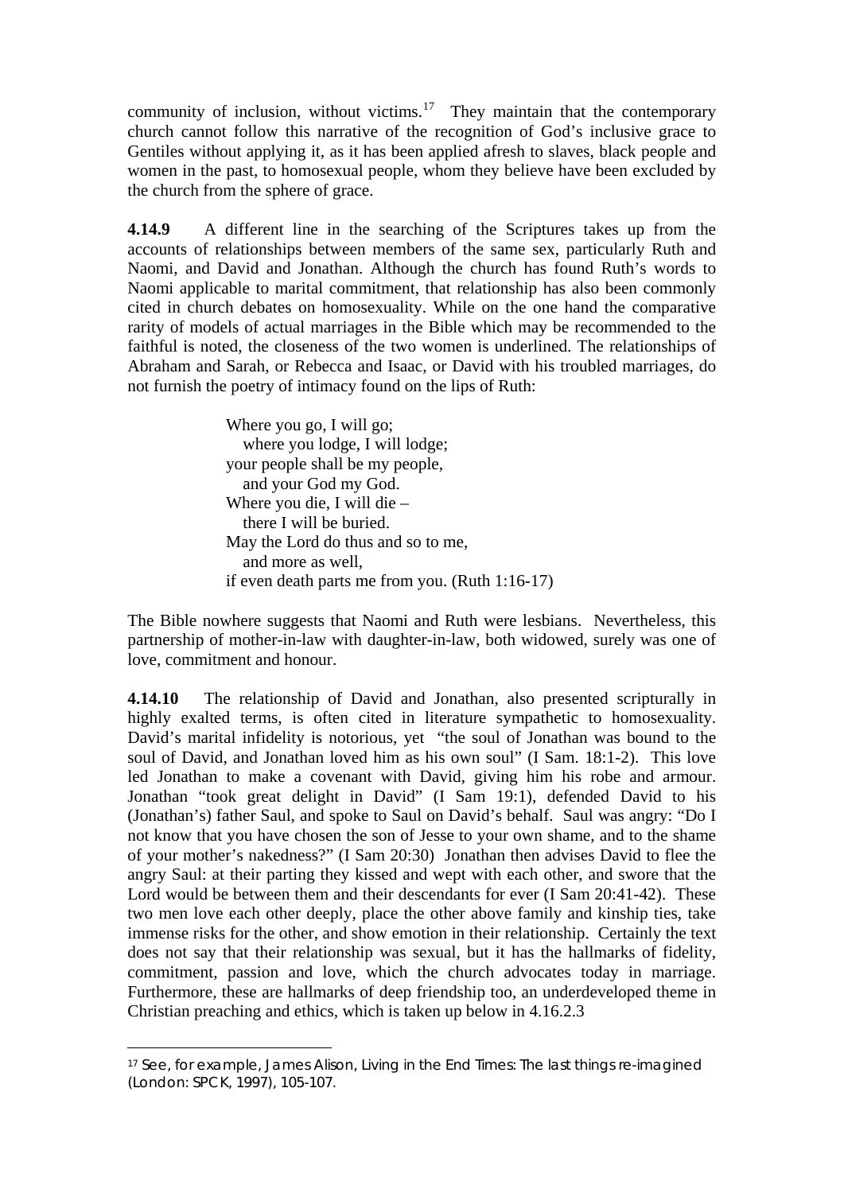community of inclusion, without victims.[17] They maintain that the contemporary church cannot follow this narrative of the recognition of God's inclusive grace to Gentiles without applying it, as it has been applied afresh to slaves, black people and women in the past, to homosexual people, whom they believe have been excluded by the church from the sphere of grace.

**4.14.9** A different line in the searching of the Scriptures takes up from the accounts of relationships between members of the same sex, particularly Ruth and Naomi, and David and Jonathan. Although the church has found Ruth's words to Naomi applicable to marital commitment, that relationship has also been commonly cited in church debates on homosexuality. While on the one hand the comparative rarity of models of actual marriages in the Bible which may be recommended to the faithful is noted, the closeness of the two women is underlined. The relationships of Abraham and Sarah, or Rebecca and Isaac, or David with his troubled marriages, do not furnish the poetry of intimacy found on the lips of Ruth:

> Where you go, I will go;
> where you lodge, I will lodge;
> your people shall be my people,
> and your God my God.
> Where you die, I will die –
> there I will be buried.
> May the Lord do thus and so to me,
> and more as well,
> if even death parts me from you. (Ruth 1:16-17)

The Bible nowhere suggests that Naomi and Ruth were lesbians. Nevertheless, this partnership of mother-in-law with daughter-in-law, both widowed, surely was one of love, commitment and honour.

**4.14.10** The relationship of David and Jonathan, also presented scripturally in highly exalted terms, is often cited in literature sympathetic to homosexuality. David's marital infidelity is notorious, yet "the soul of Jonathan was bound to the soul of David, and Jonathan loved him as his own soul" (I Sam. 18:1-2). This love led Jonathan to make a covenant with David, giving him his robe and armour. Jonathan "took great delight in David" (I Sam 19:1), defended David to his (Jonathan's) father Saul, and spoke to Saul on David's behalf. Saul was angry: "Do I not know that you have chosen the son of Jesse to your own shame, and to the shame of your mother's nakedness?" (I Sam 20:30) Jonathan then advises David to flee the angry Saul: at their parting they kissed and wept with each other, and swore that the Lord would be between them and their descendants for ever (I Sam 20:41-42). These two men love each other deeply, place the other above family and kinship ties, take immense risks for the other, and show emotion in their relationship. Certainly the text does not say that their relationship was sexual, but it has the hallmarks of fidelity, commitment, passion and love, which the church advocates today in marriage. Furthermore, these are hallmarks of deep friendship too, an underdeveloped theme in Christian preaching and ethics, which is taken up below in 4.16.2.3

[17] See, for example, James Alison, *Living in the End Times: The last things re-imagined* (London: SPCK, 1997), 105-107.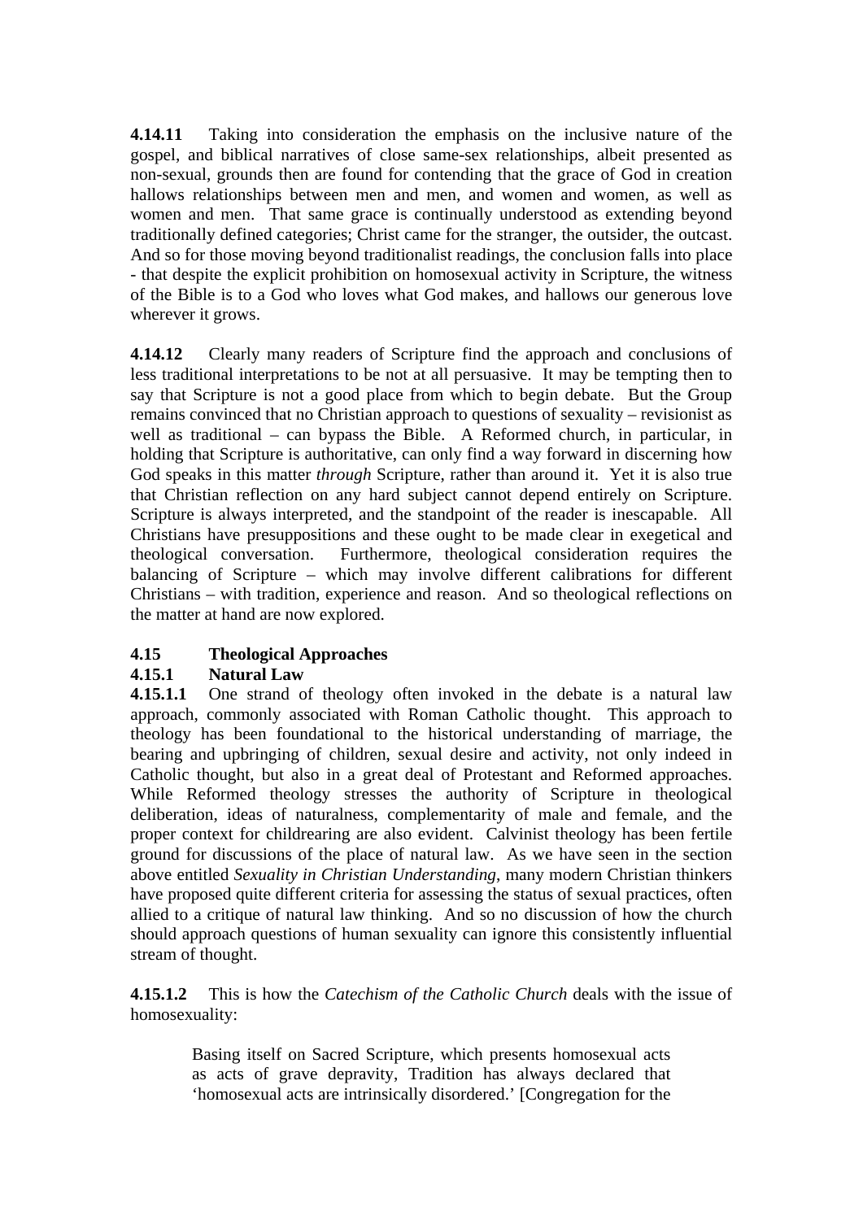**4.14.11** Taking into consideration the emphasis on the inclusive nature of the gospel, and biblical narratives of close same-sex relationships, albeit presented as non-sexual, grounds then are found for contending that the grace of God in creation hallows relationships between men and men, and women and women, as well as women and men. That same grace is continually understood as extending beyond traditionally defined categories; Christ came for the stranger, the outsider, the outcast. And so for those moving beyond traditionalist readings, the conclusion falls into place - that despite the explicit prohibition on homosexual activity in Scripture, the witness of the Bible is to a God who loves what God makes, and hallows our generous love wherever it grows.

**4.14.12** Clearly many readers of Scripture find the approach and conclusions of less traditional interpretations to be not at all persuasive. It may be tempting then to say that Scripture is not a good place from which to begin debate. But the Group remains convinced that no Christian approach to questions of sexuality – revisionist as well as traditional – can bypass the Bible. A Reformed church, in particular, in holding that Scripture is authoritative, can only find a way forward in discerning how God speaks in this matter *through* Scripture, rather than around it. Yet it is also true that Christian reflection on any hard subject cannot depend entirely on Scripture. Scripture is always interpreted, and the standpoint of the reader is inescapable. All Christians have presuppositions and these ought to be made clear in exegetical and theological conversation. Furthermore, theological consideration requires the balancing of Scripture – which may involve different calibrations for different Christians – with tradition, experience and reason. And so theological reflections on the matter at hand are now explored.

### 4.15 Theological Approaches

#### 4.15.1 Natural Law

**4.15.1.1** One strand of theology often invoked in the debate is a natural law approach, commonly associated with Roman Catholic thought. This approach to theology has been foundational to the historical understanding of marriage, the bearing and upbringing of children, sexual desire and activity, not only indeed in Catholic thought, but also in a great deal of Protestant and Reformed approaches. While Reformed theology stresses the authority of Scripture in theological deliberation, ideas of naturalness, complementarity of male and female, and the proper context for childrearing are also evident. Calvinist theology has been fertile ground for discussions of the place of natural law. As we have seen in the section above entitled *Sexuality in Christian Understanding*, many modern Christian thinkers have proposed quite different criteria for assessing the status of sexual practices, often allied to a critique of natural law thinking. And so no discussion of how the church should approach questions of human sexuality can ignore this consistently influential stream of thought.

**4.15.1.2** This is how the *Catechism of the Catholic Church* deals with the issue of homosexuality:

> Basing itself on Sacred Scripture, which presents homosexual acts as acts of grave depravity, Tradition has always declared that 'homosexual acts are intrinsically disordered.' [Congregation for the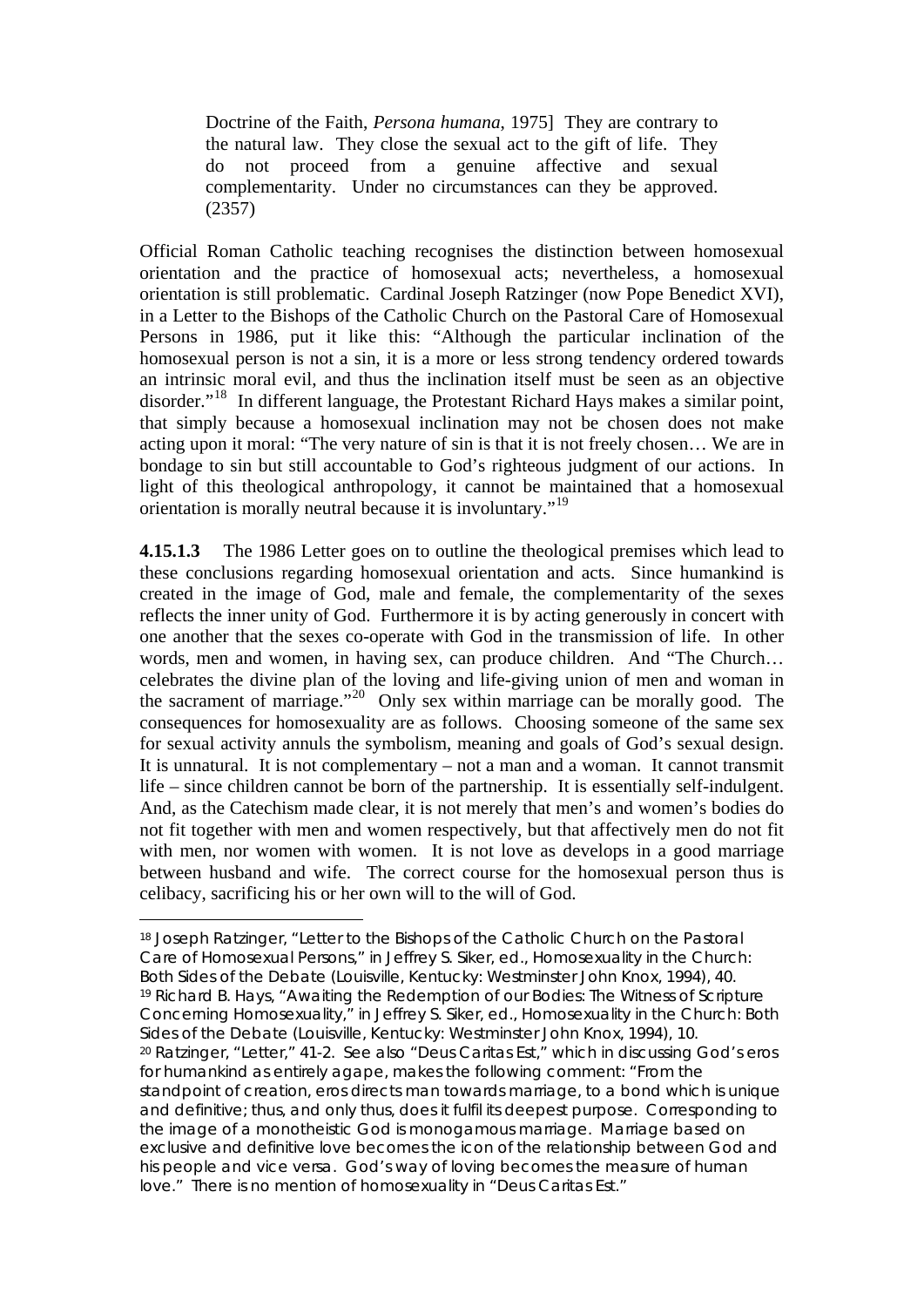> Doctrine of the Faith, *Persona humana*, 1975] They are contrary to the natural law. They close the sexual act to the gift of life. They do not proceed from a genuine affective and sexual complementarity. Under no circumstances can they be approved. (2357)

Official Roman Catholic teaching recognises the distinction between homosexual orientation and the practice of homosexual acts; nevertheless, a homosexual orientation is still problematic. Cardinal Joseph Ratzinger (now Pope Benedict XVI), in a Letter to the Bishops of the Catholic Church on the Pastoral Care of Homosexual Persons in 1986, put it like this: "Although the particular inclination of the homosexual person is not a sin, it is a more or less strong tendency ordered towards an intrinsic moral evil, and thus the inclination itself must be seen as an objective disorder."[18] In different language, the Protestant Richard Hays makes a similar point, that simply because a homosexual inclination may not be chosen does not make acting upon it moral: "The very nature of sin is that it is not freely chosen… We are in bondage to sin but still accountable to God's righteous judgment of our actions. In light of this theological anthropology, it cannot be maintained that a homosexual orientation is morally neutral because it is involuntary."[19]

**4.15.1.3** The 1986 Letter goes on to outline the theological premises which lead to these conclusions regarding homosexual orientation and acts. Since humankind is created in the image of God, male and female, the complementarity of the sexes reflects the inner unity of God. Furthermore it is by acting generously in concert with one another that the sexes co-operate with God in the transmission of life. In other words, men and women, in having sex, can produce children. And "The Church… celebrates the divine plan of the loving and life-giving union of men and woman in the sacrament of marriage."[20] Only sex within marriage can be morally good. The consequences for homosexuality are as follows. Choosing someone of the same sex for sexual activity annuls the symbolism, meaning and goals of God's sexual design. It is unnatural. It is not complementary – not a man and a woman. It cannot transmit life – since children cannot be born of the partnership. It is essentially self-indulgent. And, as the Catechism made clear, it is not merely that men's and women's bodies do not fit together with men and women respectively, but that affectively men do not fit with men, nor women with women. It is not love as develops in a good marriage between husband and wife. The correct course for the homosexual person thus is celibacy, sacrificing his or her own will to the will of God.

---

[18] Joseph Ratzinger, "Letter to the Bishops of the Catholic Church on the Pastoral Care of Homosexual Persons," in Jeffrey S. Siker, ed., Homosexuality in the Church: Both Sides of the Debate (Louisville, Kentucky: Westminster John Knox, 1994), 40.

[19] Richard B. Hays, "Awaiting the Redemption of our Bodies: The Witness of Scripture Concerning Homosexuality," in Jeffrey S. Siker, ed., Homosexuality in the Church: Both Sides of the Debate (Louisville, Kentucky: Westminster John Knox, 1994), 10.

[20] Ratzinger, "Letter," 41-2. See also "Deus Caritas Est," which in discussing God's eros for humankind as entirely agape, makes the following comment: "From the standpoint of creation, eros directs man towards marriage, to a bond which is unique and definitive; thus, and only thus, does it fulfil its deepest purpose. Corresponding to the image of a monotheistic God is monogamous marriage. Marriage based on exclusive and definitive love becomes the icon of the relationship between God and his people and vice versa. God's way of loving becomes the measure of human love." There is no mention of homosexuality in "Deus Caritas Est."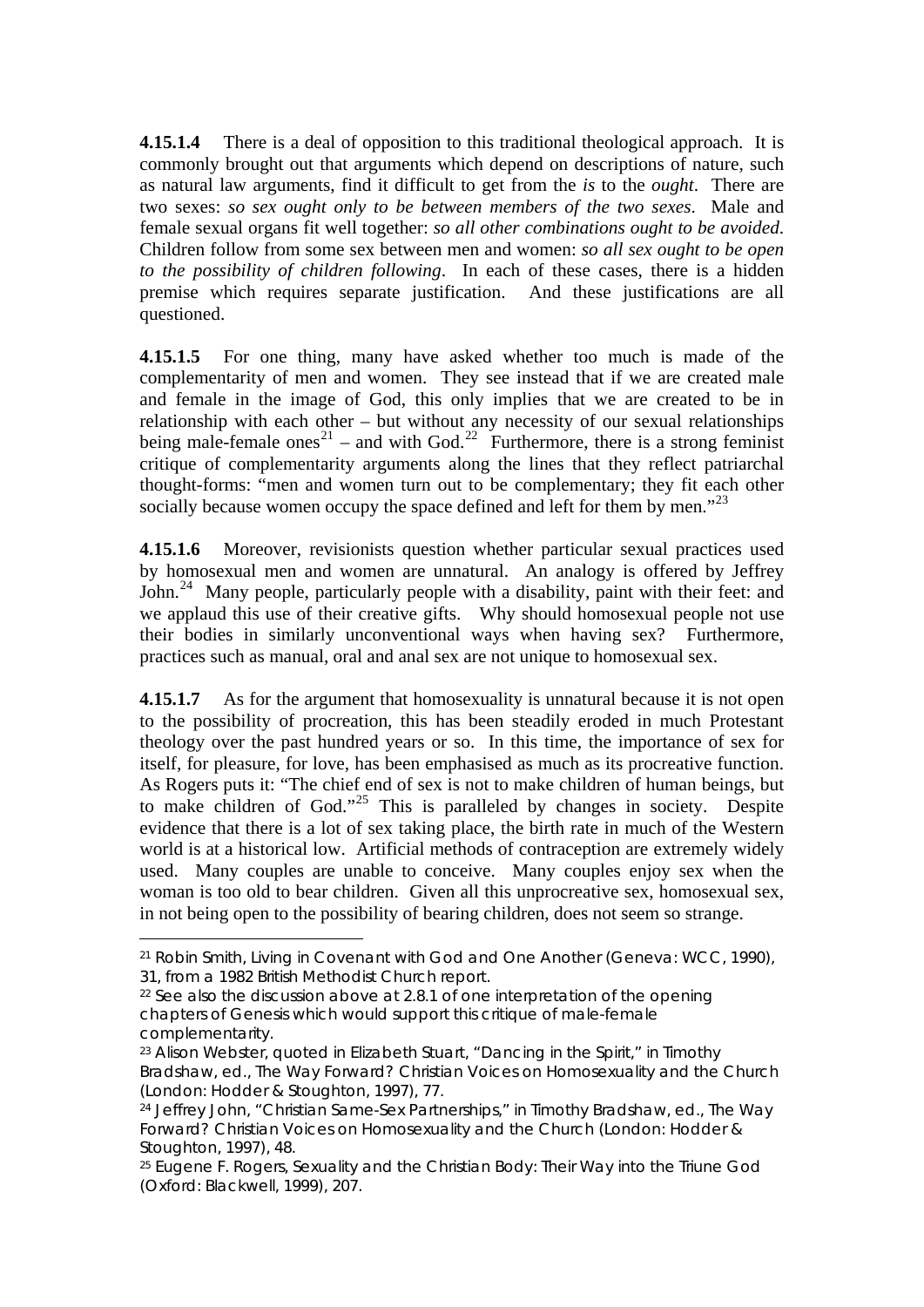**4.15.1.4** There is a deal of opposition to this traditional theological approach. It is commonly brought out that arguments which depend on descriptions of nature, such as natural law arguments, find it difficult to get from the *is* to the *ought*. There are two sexes: *so sex ought only to be between members of the two sexes*. Male and female sexual organs fit well together: *so all other combinations ought to be avoided*. Children follow from some sex between men and women: *so all sex ought to be open to the possibility of children following*. In each of these cases, there is a hidden premise which requires separate justification. And these justifications are all questioned.

**4.15.1.5** For one thing, many have asked whether too much is made of the complementarity of men and women. They see instead that if we are created male and female in the image of God, this only implies that we are created to be in relationship with each other – but without any necessity of our sexual relationships being male-female ones[21] – and with God.[22] Furthermore, there is a strong feminist critique of complementarity arguments along the lines that they reflect patriarchal thought-forms: "men and women turn out to be complementary; they fit each other socially because women occupy the space defined and left for them by men."[23]

**4.15.1.6** Moreover, revisionists question whether particular sexual practices used by homosexual men and women are unnatural. An analogy is offered by Jeffrey John.[24] Many people, particularly people with a disability, paint with their feet: and we applaud this use of their creative gifts. Why should homosexual people not use their bodies in similarly unconventional ways when having sex? Furthermore, practices such as manual, oral and anal sex are not unique to homosexual sex.

**4.15.1.7** As for the argument that homosexuality is unnatural because it is not open to the possibility of procreation, this has been steadily eroded in much Protestant theology over the past hundred years or so. In this time, the importance of sex for itself, for pleasure, for love, has been emphasised as much as its procreative function. As Rogers puts it: "The chief end of sex is not to make children of human beings, but to make children of God."[25] This is paralleled by changes in society. Despite evidence that there is a lot of sex taking place, the birth rate in much of the Western world is at a historical low. Artificial methods of contraception are extremely widely used. Many couples are unable to conceive. Many couples enjoy sex when the woman is too old to bear children. Given all this unprocreative sex, homosexual sex, in not being open to the possibility of bearing children, does not seem so strange.

---

[21] Robin Smith, Living in Covenant with God and One Another (Geneva: WCC, 1990), 31, from a 1982 British Methodist Church report.

[22] See also the discussion above at 2.8.1 of one interpretation of the opening chapters of Genesis which would support this critique of male-female complementarity.

[23] Alison Webster, quoted in Elizabeth Stuart, "Dancing in the Spirit," in Timothy Bradshaw, ed., The Way Forward? Christian Voices on Homosexuality and the Church (London: Hodder & Stoughton, 1997), 77.

[24] Jeffrey John, "Christian Same-Sex Partnerships," in Timothy Bradshaw, ed., The Way Forward? Christian Voices on Homosexuality and the Church (London: Hodder & Stoughton, 1997), 48.

[25] Eugene F. Rogers, Sexuality and the Christian Body: Their Way into the Triune God (Oxford: Blackwell, 1999), 207.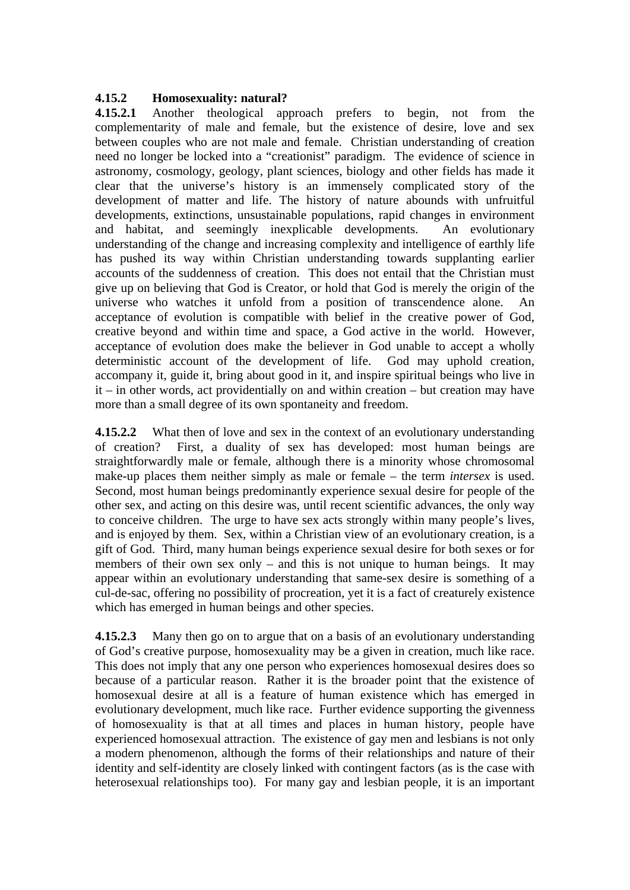### 4.15.2 Homosexuality: natural?

**4.15.2.1** Another theological approach prefers to begin, not from the complementarity of male and female, but the existence of desire, love and sex between couples who are not male and female. Christian understanding of creation need no longer be locked into a "creationist" paradigm. The evidence of science in astronomy, cosmology, geology, plant sciences, biology and other fields has made it clear that the universe's history is an immensely complicated story of the development of matter and life. The history of nature abounds with unfruitful developments, extinctions, unsustainable populations, rapid changes in environment and habitat, and seemingly inexplicable developments. An evolutionary understanding of the change and increasing complexity and intelligence of earthly life has pushed its way within Christian understanding towards supplanting earlier accounts of the suddenness of creation. This does not entail that the Christian must give up on believing that God is Creator, or hold that God is merely the origin of the universe who watches it unfold from a position of transcendence alone. An acceptance of evolution is compatible with belief in the creative power of God, creative beyond and within time and space, a God active in the world. However, acceptance of evolution does make the believer in God unable to accept a wholly deterministic account of the development of life. God may uphold creation, accompany it, guide it, bring about good in it, and inspire spiritual beings who live in it – in other words, act providentially on and within creation – but creation may have more than a small degree of its own spontaneity and freedom.

**4.15.2.2** What then of love and sex in the context of an evolutionary understanding of creation? First, a duality of sex has developed: most human beings are straightforwardly male or female, although there is a minority whose chromosomal make-up places them neither simply as male or female – the term *intersex* is used. Second, most human beings predominantly experience sexual desire for people of the other sex, and acting on this desire was, until recent scientific advances, the only way to conceive children. The urge to have sex acts strongly within many people's lives, and is enjoyed by them. Sex, within a Christian view of an evolutionary creation, is a gift of God. Third, many human beings experience sexual desire for both sexes or for members of their own sex only – and this is not unique to human beings. It may appear within an evolutionary understanding that same-sex desire is something of a cul-de-sac, offering no possibility of procreation, yet it is a fact of creaturely existence which has emerged in human beings and other species.

**4.15.2.3** Many then go on to argue that on a basis of an evolutionary understanding of God's creative purpose, homosexuality may be a given in creation, much like race. This does not imply that any one person who experiences homosexual desires does so because of a particular reason. Rather it is the broader point that the existence of homosexual desire at all is a feature of human existence which has emerged in evolutionary development, much like race. Further evidence supporting the givenness of homosexuality is that at all times and places in human history, people have experienced homosexual attraction. The existence of gay men and lesbians is not only a modern phenomenon, although the forms of their relationships and nature of their identity and self-identity are closely linked with contingent factors (as is the case with heterosexual relationships too). For many gay and lesbian people, it is an important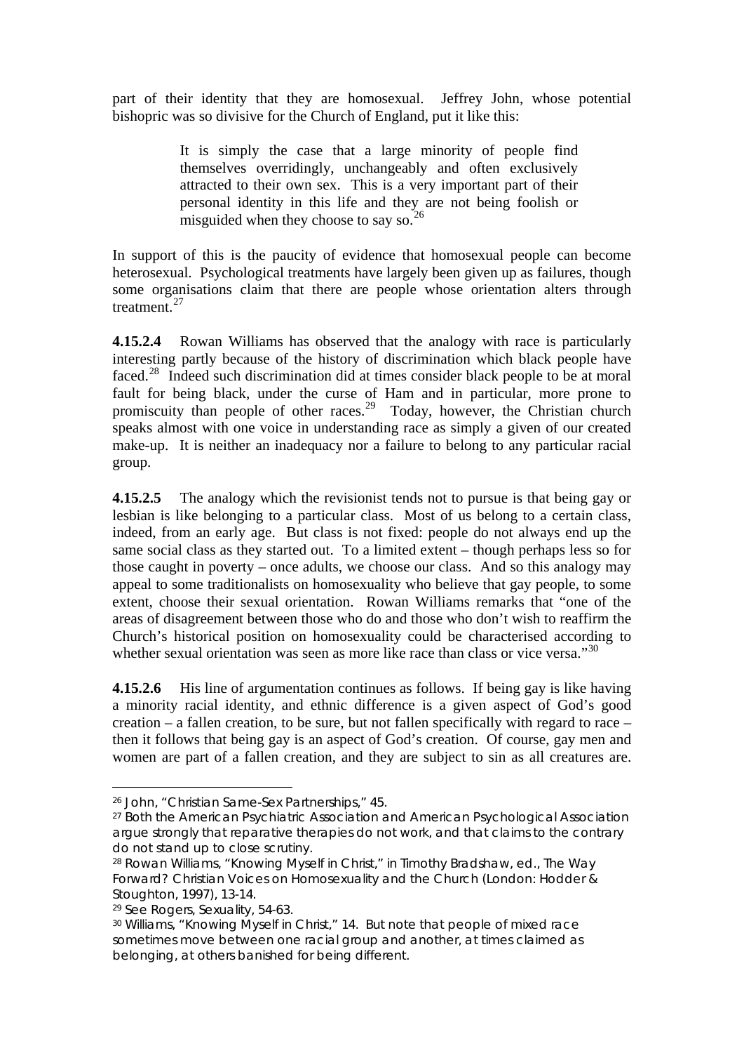part of their identity that they are homosexual. Jeffrey John, whose potential bishopric was so divisive for the Church of England, put it like this:

> It is simply the case that a large minority of people find themselves overridingly, unchangeably and often exclusively attracted to their own sex. This is a very important part of their personal identity in this life and they are not being foolish or misguided when they choose to say so.[26]

In support of this is the paucity of evidence that homosexual people can become heterosexual. Psychological treatments have largely been given up as failures, though some organisations claim that there are people whose orientation alters through treatment.[27]

**4.15.2.4** Rowan Williams has observed that the analogy with race is particularly interesting partly because of the history of discrimination which black people have faced.[28] Indeed such discrimination did at times consider black people to be at moral fault for being black, under the curse of Ham and in particular, more prone to promiscuity than people of other races.[29] Today, however, the Christian church speaks almost with one voice in understanding race as simply a given of our created make-up. It is neither an inadequacy nor a failure to belong to any particular racial group.

**4.15.2.5** The analogy which the revisionist tends not to pursue is that being gay or lesbian is like belonging to a particular class. Most of us belong to a certain class, indeed, from an early age. But class is not fixed: people do not always end up the same social class as they started out. To a limited extent – though perhaps less so for those caught in poverty – once adults, we choose our class. And so this analogy may appeal to some traditionalists on homosexuality who believe that gay people, to some extent, choose their sexual orientation. Rowan Williams remarks that "one of the areas of disagreement between those who do and those who don't wish to reaffirm the Church's historical position on homosexuality could be characterised according to whether sexual orientation was seen as more like race than class or vice versa."[30]

**4.15.2.6** His line of argumentation continues as follows. If being gay is like having a minority racial identity, and ethnic difference is a given aspect of God's good creation – a fallen creation, to be sure, but not fallen specifically with regard to race – then it follows that being gay is an aspect of God's creation. Of course, gay men and women are part of a fallen creation, and they are subject to sin as all creatures are.

---

[26] John, "Christian Same-Sex Partnerships," 45.

[27] Both the American Psychiatric Association and American Psychological Association argue strongly that reparative therapies do not work, and that claims to the contrary do not stand up to close scrutiny.

[28] Rowan Williams, "Knowing Myself in Christ," in Timothy Bradshaw, ed., *The Way Forward? Christian Voices on Homosexuality and the Church* (London: Hodder & Stoughton, 1997), 13-14.

[29] See Rogers, *Sexuality*, 54-63.

[30] Williams, "Knowing Myself in Christ," 14. But note that people of mixed race sometimes move between one racial group and another, at times claimed as belonging, at others banished for being different.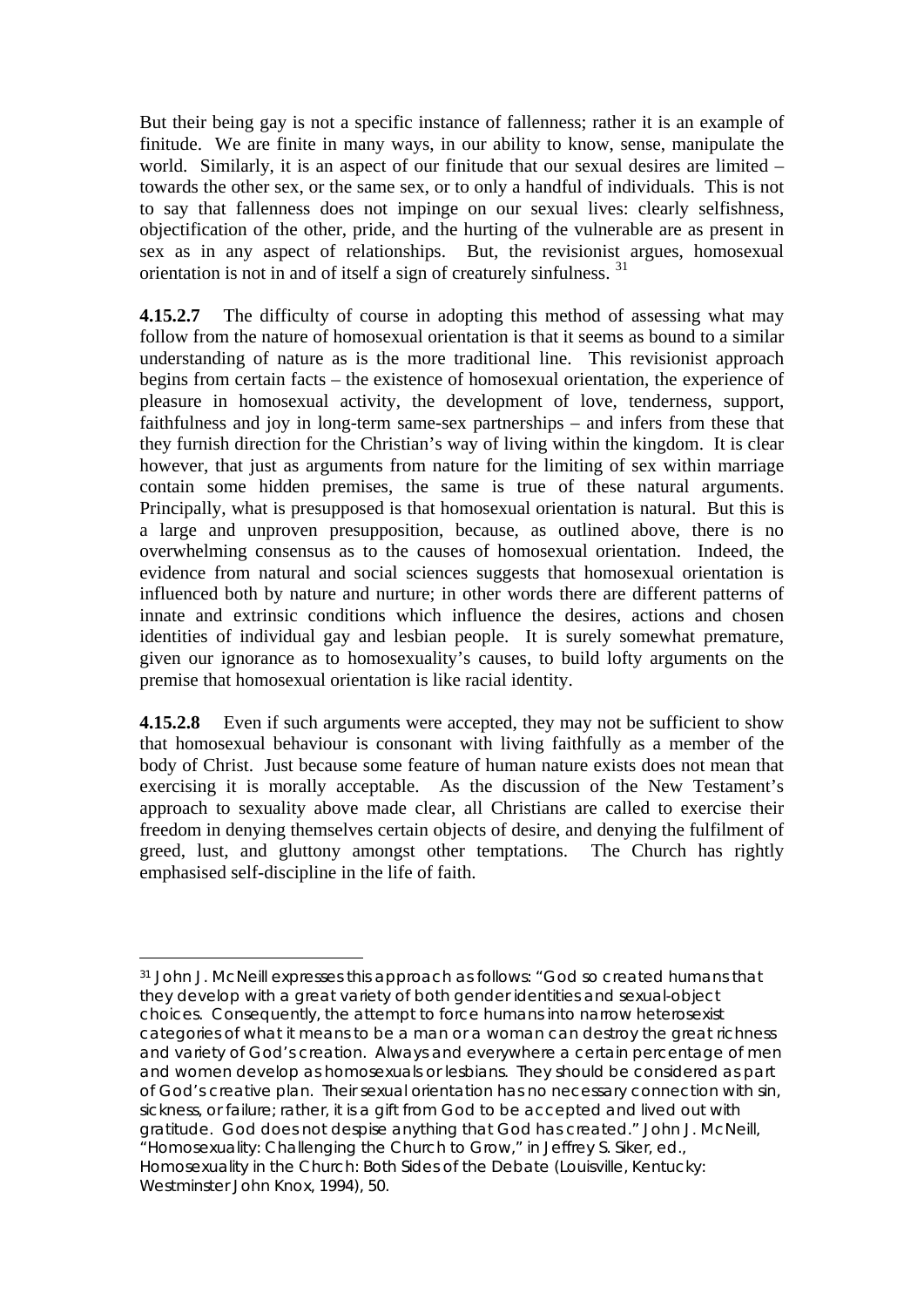But their being gay is not a specific instance of fallenness; rather it is an example of finitude. We are finite in many ways, in our ability to know, sense, manipulate the world. Similarly, it is an aspect of our finitude that our sexual desires are limited – towards the other sex, or the same sex, or to only a handful of individuals. This is not to say that fallenness does not impinge on our sexual lives: clearly selfishness, objectification of the other, pride, and the hurting of the vulnerable are as present in sex as in any aspect of relationships. But, the revisionist argues, homosexual orientation is not in and of itself a sign of creaturely sinfulness. [31]

**4.15.2.7** The difficulty of course in adopting this method of assessing what may follow from the nature of homosexual orientation is that it seems as bound to a similar understanding of nature as is the more traditional line. This revisionist approach begins from certain facts – the existence of homosexual orientation, the experience of pleasure in homosexual activity, the development of love, tenderness, support, faithfulness and joy in long-term same-sex partnerships – and infers from these that they furnish direction for the Christian's way of living within the kingdom. It is clear however, that just as arguments from nature for the limiting of sex within marriage contain some hidden premises, the same is true of these natural arguments. Principally, what is presupposed is that homosexual orientation is natural. But this is a large and unproven presupposition, because, as outlined above, there is no overwhelming consensus as to the causes of homosexual orientation. Indeed, the evidence from natural and social sciences suggests that homosexual orientation is influenced both by nature and nurture; in other words there are different patterns of innate and extrinsic conditions which influence the desires, actions and chosen identities of individual gay and lesbian people. It is surely somewhat premature, given our ignorance as to homosexuality's causes, to build lofty arguments on the premise that homosexual orientation is like racial identity.

**4.15.2.8** Even if such arguments were accepted, they may not be sufficient to show that homosexual behaviour is consonant with living faithfully as a member of the body of Christ. Just because some feature of human nature exists does not mean that exercising it is morally acceptable. As the discussion of the New Testament's approach to sexuality above made clear, all Christians are called to exercise their freedom in denying themselves certain objects of desire, and denying the fulfilment of greed, lust, and gluttony amongst other temptations. The Church has rightly emphasised self-discipline in the life of faith.

---

[31] John J. McNeill expresses this approach as follows: "God so created humans that they develop with a great variety of both gender identities and sexual-object choices. Consequently, the attempt to force humans into narrow heterosexist categories of what it means to be a man or a woman can destroy the great richness and variety of God's creation. Always and everywhere a certain percentage of men and women develop as homosexuals or lesbians. They should be considered as part of God's creative plan. Their sexual orientation has no necessary connection with sin, sickness, or failure; rather, it is a gift from God to be accepted and lived out with gratitude. God does not despise anything that God has created." John J. McNeill, "Homosexuality: Challenging the Church to Grow," in Jeffrey S. Siker, ed., *Homosexuality in the Church: Both Sides of the Debate* (Louisville, Kentucky: Westminster John Knox, 1994), 50.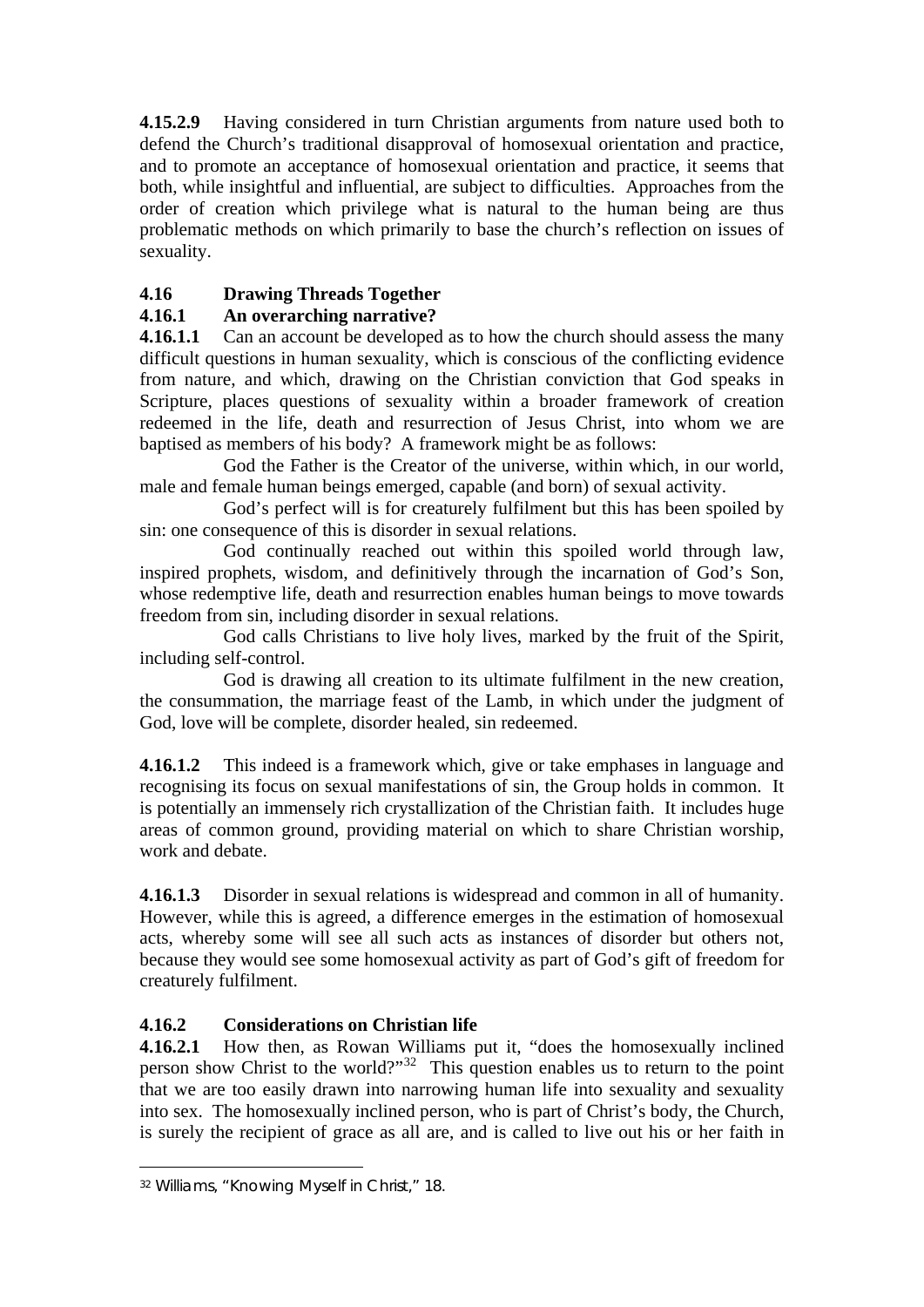**4.15.2.9** Having considered in turn Christian arguments from nature used both to defend the Church's traditional disapproval of homosexual orientation and practice, and to promote an acceptance of homosexual orientation and practice, it seems that both, while insightful and influential, are subject to difficulties. Approaches from the order of creation which privilege what is natural to the human being are thus problematic methods on which primarily to base the church's reflection on issues of sexuality.

## 4.16 Drawing Threads Together

### 4.16.1 An overarching narrative?

**4.16.1.1** Can an account be developed as to how the church should assess the many difficult questions in human sexuality, which is conscious of the conflicting evidence from nature, and which, drawing on the Christian conviction that God speaks in Scripture, places questions of sexuality within a broader framework of creation redeemed in the life, death and resurrection of Jesus Christ, into whom we are baptised as members of his body? A framework might be as follows:

God the Father is the Creator of the universe, within which, in our world, male and female human beings emerged, capable (and born) of sexual activity.

God's perfect will is for creaturely fulfilment but this has been spoiled by sin: one consequence of this is disorder in sexual relations.

God continually reached out within this spoiled world through law, inspired prophets, wisdom, and definitively through the incarnation of God's Son, whose redemptive life, death and resurrection enables human beings to move towards freedom from sin, including disorder in sexual relations.

God calls Christians to live holy lives, marked by the fruit of the Spirit, including self-control.

God is drawing all creation to its ultimate fulfilment in the new creation, the consummation, the marriage feast of the Lamb, in which under the judgment of God, love will be complete, disorder healed, sin redeemed.

**4.16.1.2** This indeed is a framework which, give or take emphases in language and recognising its focus on sexual manifestations of sin, the Group holds in common. It is potentially an immensely rich crystallization of the Christian faith. It includes huge areas of common ground, providing material on which to share Christian worship, work and debate.

**4.16.1.3** Disorder in sexual relations is widespread and common in all of humanity. However, while this is agreed, a difference emerges in the estimation of homosexual acts, whereby some will see all such acts as instances of disorder but others not, because they would see some homosexual activity as part of God's gift of freedom for creaturely fulfilment.

### 4.16.2 Considerations on Christian life

**4.16.2.1** How then, as Rowan Williams put it, "does the homosexually inclined person show Christ to the world?"[32] This question enables us to return to the point that we are too easily drawn into narrowing human life into sexuality and sexuality into sex. The homosexually inclined person, who is part of Christ's body, the Church, is surely the recipient of grace as all are, and is called to live out his or her faith in

---

[32] Williams, "Knowing Myself in Christ," 18.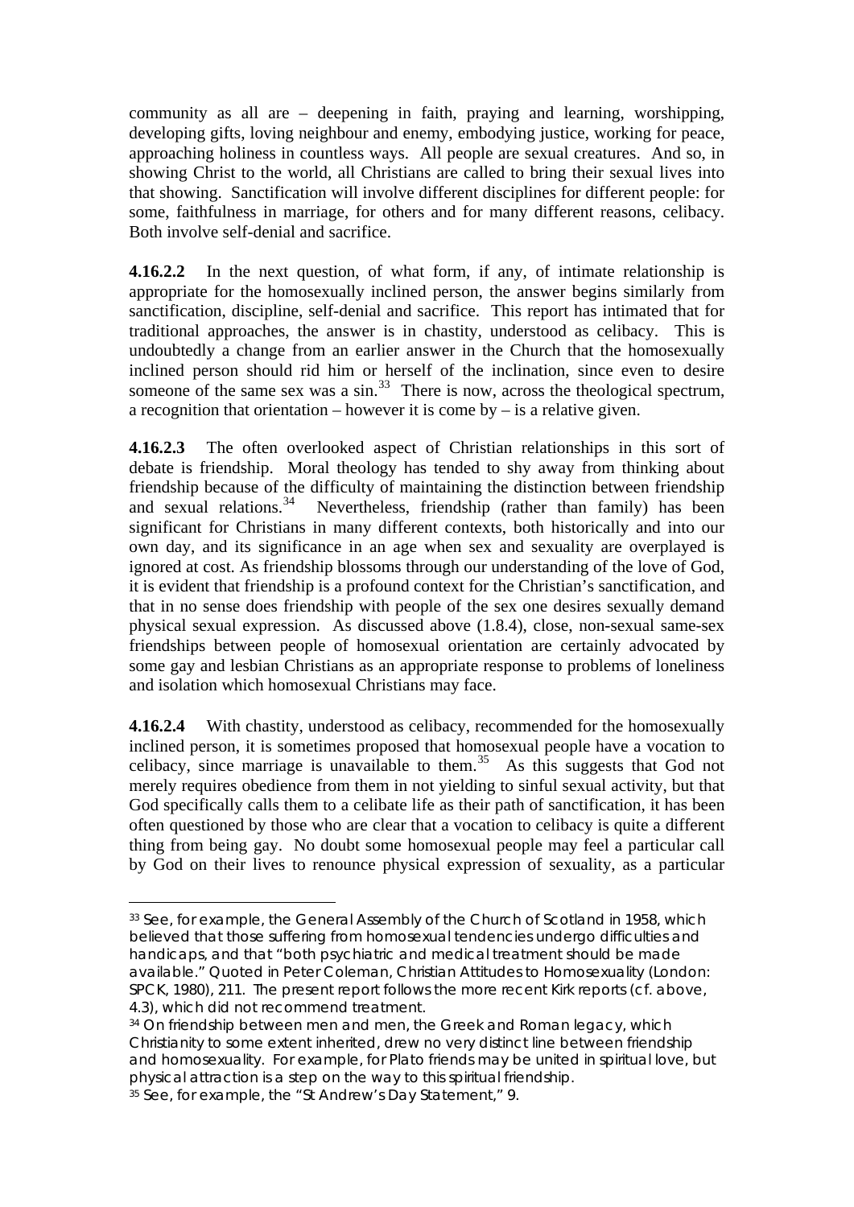community as all are – deepening in faith, praying and learning, worshipping, developing gifts, loving neighbour and enemy, embodying justice, working for peace, approaching holiness in countless ways. All people are sexual creatures. And so, in showing Christ to the world, all Christians are called to bring their sexual lives into that showing. Sanctification will involve different disciplines for different people: for some, faithfulness in marriage, for others and for many different reasons, celibacy. Both involve self-denial and sacrifice.

**4.16.2.2** In the next question, of what form, if any, of intimate relationship is appropriate for the homosexually inclined person, the answer begins similarly from sanctification, discipline, self-denial and sacrifice. This report has intimated that for traditional approaches, the answer is in chastity, understood as celibacy. This is undoubtedly a change from an earlier answer in the Church that the homosexually inclined person should rid him or herself of the inclination, since even to desire someone of the same sex was a sin.[33] There is now, across the theological spectrum, a recognition that orientation – however it is come by – is a relative given.

**4.16.2.3** The often overlooked aspect of Christian relationships in this sort of debate is friendship. Moral theology has tended to shy away from thinking about friendship because of the difficulty of maintaining the distinction between friendship and sexual relations.[34] Nevertheless, friendship (rather than family) has been significant for Christians in many different contexts, both historically and into our own day, and its significance in an age when sex and sexuality are overplayed is ignored at cost. As friendship blossoms through our understanding of the love of God, it is evident that friendship is a profound context for the Christian's sanctification, and that in no sense does friendship with people of the sex one desires sexually demand physical sexual expression. As discussed above (1.8.4), close, non-sexual same-sex friendships between people of homosexual orientation are certainly advocated by some gay and lesbian Christians as an appropriate response to problems of loneliness and isolation which homosexual Christians may face.

**4.16.2.4** With chastity, understood as celibacy, recommended for the homosexually inclined person, it is sometimes proposed that homosexual people have a vocation to celibacy, since marriage is unavailable to them.[35] As this suggests that God not merely requires obedience from them in not yielding to sinful sexual activity, but that God specifically calls them to a celibate life as their path of sanctification, it has been often questioned by those who are clear that a vocation to celibacy is quite a different thing from being gay. No doubt some homosexual people may feel a particular call by God on their lives to renounce physical expression of sexuality, as a particular

---

[33] See, for example, the General Assembly of the Church of Scotland in 1958, which believed that those suffering from homosexual tendencies undergo difficulties and handicaps, and that "both psychiatric and medical treatment should be made available." Quoted in Peter Coleman, *Christian Attitudes to Homosexuality* (London: SPCK, 1980), 211. The present report follows the more recent Kirk reports (cf. above, 4.3), which did not recommend treatment.

[34] On friendship between men and men, the Greek and Roman legacy, which Christianity to some extent inherited, drew no very distinct line between friendship and homosexuality. For example, for Plato friends may be united in spiritual love, but physical attraction is a step on the way to this spiritual friendship.

[35] See, for example, the "St Andrew's Day Statement," 9.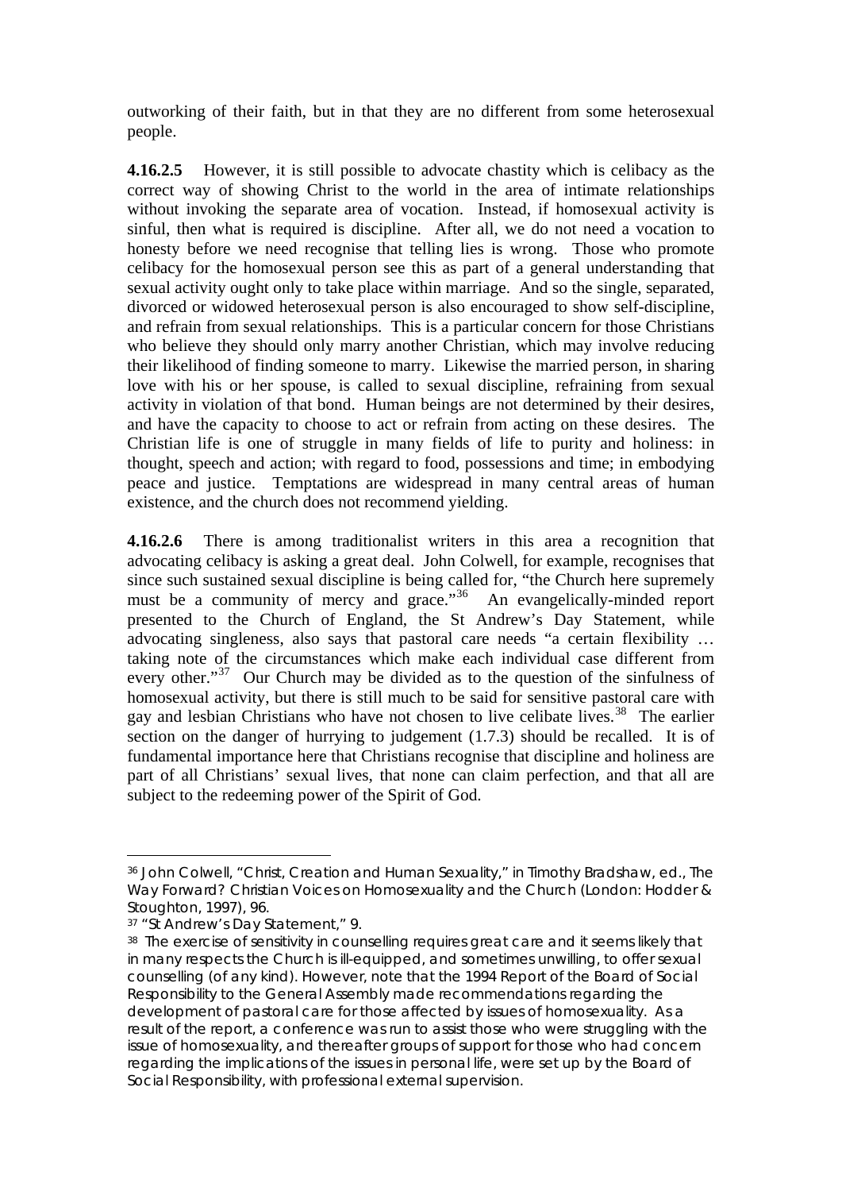outworking of their faith, but in that they are no different from some heterosexual people.

**4.16.2.5** However, it is still possible to advocate chastity which is celibacy as the correct way of showing Christ to the world in the area of intimate relationships without invoking the separate area of vocation. Instead, if homosexual activity is sinful, then what is required is discipline. After all, we do not need a vocation to honesty before we need recognise that telling lies is wrong. Those who promote celibacy for the homosexual person see this as part of a general understanding that sexual activity ought only to take place within marriage. And so the single, separated, divorced or widowed heterosexual person is also encouraged to show self-discipline, and refrain from sexual relationships. This is a particular concern for those Christians who believe they should only marry another Christian, which may involve reducing their likelihood of finding someone to marry. Likewise the married person, in sharing love with his or her spouse, is called to sexual discipline, refraining from sexual activity in violation of that bond. Human beings are not determined by their desires, and have the capacity to choose to act or refrain from acting on these desires. The Christian life is one of struggle in many fields of life to purity and holiness: in thought, speech and action; with regard to food, possessions and time; in embodying peace and justice. Temptations are widespread in many central areas of human existence, and the church does not recommend yielding.

**4.16.2.6** There is among traditionalist writers in this area a recognition that advocating celibacy is asking a great deal. John Colwell, for example, recognises that since such sustained sexual discipline is being called for, "the Church here supremely must be a community of mercy and grace."[36] An evangelically-minded report presented to the Church of England, the St Andrew's Day Statement, while advocating singleness, also says that pastoral care needs "a certain flexibility … taking note of the circumstances which make each individual case different from every other."[37] Our Church may be divided as to the question of the sinfulness of homosexual activity, but there is still much to be said for sensitive pastoral care with gay and lesbian Christians who have not chosen to live celibate lives.[38] The earlier section on the danger of hurrying to judgement (1.7.3) should be recalled. It is of fundamental importance here that Christians recognise that discipline and holiness are part of all Christians' sexual lives, that none can claim perfection, and that all are subject to the redeeming power of the Spirit of God.

---

[36] John Colwell, "Christ, Creation and Human Sexuality," in Timothy Bradshaw, ed., The Way Forward? Christian Voices on Homosexuality and the Church (London: Hodder & Stoughton, 1997), 96.

[37] "St Andrew's Day Statement," 9.

[38] The exercise of sensitivity in counselling requires great care and it seems likely that in many respects the Church is ill-equipped, and sometimes unwilling, to offer sexual counselling (of any kind). However, note that the 1994 Report of the Board of Social Responsibility to the General Assembly made recommendations regarding the development of pastoral care for those affected by issues of homosexuality. As a result of the report, a conference was run to assist those who were struggling with the issue of homosexuality, and thereafter groups of support for those who had concern regarding the implications of the issues in personal life, were set up by the Board of Social Responsibility, with professional external supervision.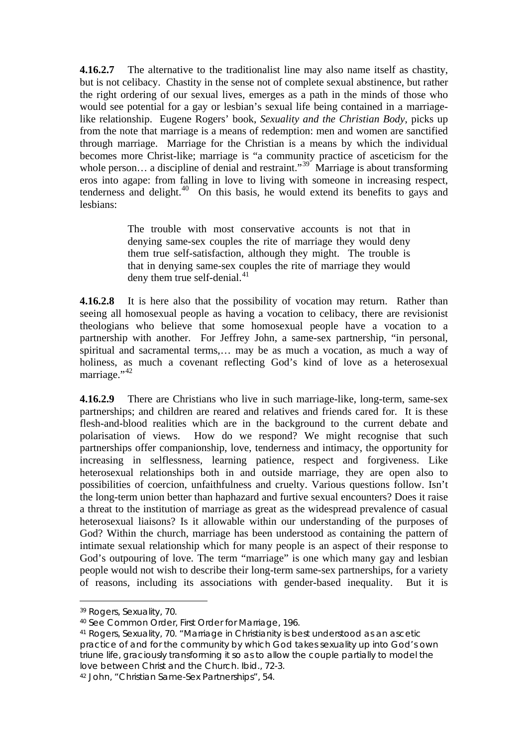**4.16.2.7** The alternative to the traditionalist line may also name itself as chastity, but is not celibacy. Chastity in the sense not of complete sexual abstinence, but rather the right ordering of our sexual lives, emerges as a path in the minds of those who would see potential for a gay or lesbian's sexual life being contained in a marriage-like relationship. Eugene Rogers' book, *Sexuality and the Christian Body*, picks up from the note that marriage is a means of redemption: men and women are sanctified through marriage. Marriage for the Christian is a means by which the individual becomes more Christ-like; marriage is "a community practice of asceticism for the whole person… a discipline of denial and restraint."[39] Marriage is about transforming eros into agape: from falling in love to living with someone in increasing respect, tenderness and delight.[40] On this basis, he would extend its benefits to gays and lesbians:

> The trouble with most conservative accounts is not that in denying same-sex couples the rite of marriage they would deny them true self-satisfaction, although they might. The trouble is that in denying same-sex couples the rite of marriage they would deny them true self-denial.[41]

**4.16.2.8** It is here also that the possibility of vocation may return. Rather than seeing all homosexual people as having a vocation to celibacy, there are revisionist theologians who believe that some homosexual people have a vocation to a partnership with another. For Jeffrey John, a same-sex partnership, "in personal, spiritual and sacramental terms,… may be as much a vocation, as much a way of holiness, as much a covenant reflecting God's kind of love as a heterosexual marriage."[42]

**4.16.2.9** There are Christians who live in such marriage-like, long-term, same-sex partnerships; and children are reared and relatives and friends cared for. It is these flesh-and-blood realities which are in the background to the current debate and polarisation of views. How do we respond? We might recognise that such partnerships offer companionship, love, tenderness and intimacy, the opportunity for increasing in selflessness, learning patience, respect and forgiveness. Like heterosexual relationships both in and outside marriage, they are open also to possibilities of coercion, unfaithfulness and cruelty. Various questions follow. Isn't the long-term union better than haphazard and furtive sexual encounters? Does it raise a threat to the institution of marriage as great as the widespread prevalence of casual heterosexual liaisons? Is it allowable within our understanding of the purposes of God? Within the church, marriage has been understood as containing the pattern of intimate sexual relationship which for many people is an aspect of their response to God's outpouring of love. The term "marriage" is one which many gay and lesbian people would not wish to describe their long-term same-sex partnerships, for a variety of reasons, including its associations with gender-based inequality. But it is

---

[39] Rogers, Sexuality, 70.

[40] See Common Order, First Order for Marriage, 196.

[41] Rogers, Sexuality, 70. "Marriage in Christianity is best understood as an ascetic practice of and for the community by which God takes sexuality up into God's own triune life, graciously transforming it so as to allow the couple partially to model the love between Christ and the Church. Ibid., 72-3.

[42] John, "Christian Same-Sex Partnerships", 54.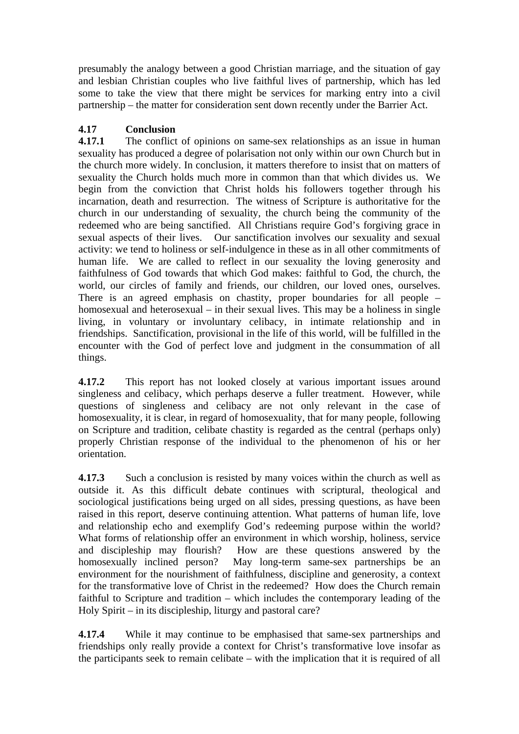presumably the analogy between a good Christian marriage, and the situation of gay and lesbian Christian couples who live faithful lives of partnership, which has led some to take the view that there might be services for marking entry into a civil partnership – the matter for consideration sent down recently under the Barrier Act.

### 4.17 Conclusion

**4.17.1** The conflict of opinions on same-sex relationships as an issue in human sexuality has produced a degree of polarisation not only within our own Church but in the church more widely. In conclusion, it matters therefore to insist that on matters of sexuality the Church holds much more in common than that which divides us. We begin from the conviction that Christ holds his followers together through his incarnation, death and resurrection. The witness of Scripture is authoritative for the church in our understanding of sexuality, the church being the community of the redeemed who are being sanctified. All Christians require God's forgiving grace in sexual aspects of their lives. Our sanctification involves our sexuality and sexual activity: we tend to holiness or self-indulgence in these as in all other commitments of human life. We are called to reflect in our sexuality the loving generosity and faithfulness of God towards that which God makes: faithful to God, the church, the world, our circles of family and friends, our children, our loved ones, ourselves. There is an agreed emphasis on chastity, proper boundaries for all people – homosexual and heterosexual – in their sexual lives. This may be a holiness in single living, in voluntary or involuntary celibacy, in intimate relationship and in friendships. Sanctification, provisional in the life of this world, will be fulfilled in the encounter with the God of perfect love and judgment in the consummation of all things.

**4.17.2** This report has not looked closely at various important issues around singleness and celibacy, which perhaps deserve a fuller treatment. However, while questions of singleness and celibacy are not only relevant in the case of homosexuality, it is clear, in regard of homosexuality, that for many people, following on Scripture and tradition, celibate chastity is regarded as the central (perhaps only) properly Christian response of the individual to the phenomenon of his or her orientation.

**4.17.3** Such a conclusion is resisted by many voices within the church as well as outside it. As this difficult debate continues with scriptural, theological and sociological justifications being urged on all sides, pressing questions, as have been raised in this report, deserve continuing attention. What patterns of human life, love and relationship echo and exemplify God's redeeming purpose within the world? What forms of relationship offer an environment in which worship, holiness, service and discipleship may flourish? How are these questions answered by the homosexually inclined person? May long-term same-sex partnerships be an environment for the nourishment of faithfulness, discipline and generosity, a context for the transformative love of Christ in the redeemed? How does the Church remain faithful to Scripture and tradition – which includes the contemporary leading of the Holy Spirit – in its discipleship, liturgy and pastoral care?

**4.17.4** While it may continue to be emphasised that same-sex partnerships and friendships only really provide a context for Christ's transformative love insofar as the participants seek to remain celibate – with the implication that it is required of all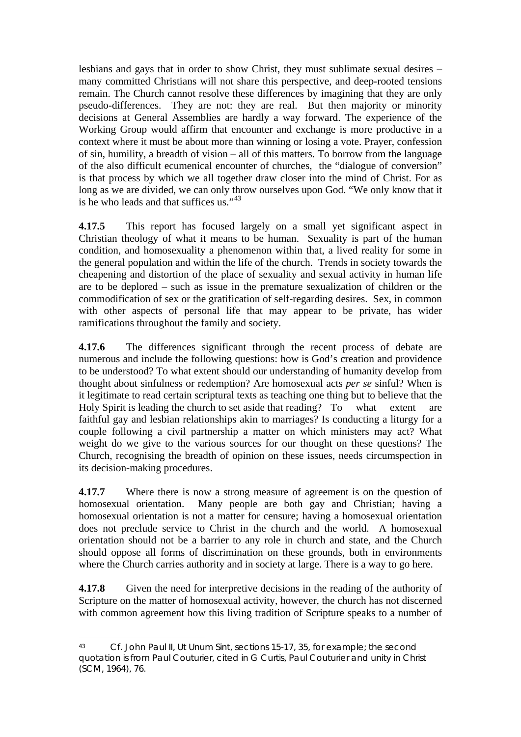lesbians and gays that in order to show Christ, they must sublimate sexual desires – many committed Christians will not share this perspective, and deep-rooted tensions remain. The Church cannot resolve these differences by imagining that they are only pseudo-differences. They are not: they are real. But then majority or minority decisions at General Assemblies are hardly a way forward. The experience of the Working Group would affirm that encounter and exchange is more productive in a context where it must be about more than winning or losing a vote. Prayer, confession of sin, humility, a breadth of vision – all of this matters. To borrow from the language of the also difficult ecumenical encounter of churches, the "dialogue of conversion" is that process by which we all together draw closer into the mind of Christ. For as long as we are divided, we can only throw ourselves upon God. "We only know that it is he who leads and that suffices us."[43]

**4.17.5** This report has focused largely on a small yet significant aspect in Christian theology of what it means to be human. Sexuality is part of the human condition, and homosexuality a phenomenon within that, a lived reality for some in the general population and within the life of the church. Trends in society towards the cheapening and distortion of the place of sexuality and sexual activity in human life are to be deplored – such as issue in the premature sexualization of children or the commodification of sex or the gratification of self-regarding desires. Sex, in common with other aspects of personal life that may appear to be private, has wider ramifications throughout the family and society.

**4.17.6** The differences significant through the recent process of debate are numerous and include the following questions: how is God's creation and providence to be understood? To what extent should our understanding of humanity develop from thought about sinfulness or redemption? Are homosexual acts *per se* sinful? When is it legitimate to read certain scriptural texts as teaching one thing but to believe that the Holy Spirit is leading the church to set aside that reading? To what extent are faithful gay and lesbian relationships akin to marriages? Is conducting a liturgy for a couple following a civil partnership a matter on which ministers may act? What weight do we give to the various sources for our thought on these questions? The Church, recognising the breadth of opinion on these issues, needs circumspection in its decision-making procedures.

**4.17.7** Where there is now a strong measure of agreement is on the question of homosexual orientation. Many people are both gay and Christian; having a homosexual orientation is not a matter for censure; having a homosexual orientation does not preclude service to Christ in the church and the world. A homosexual orientation should not be a barrier to any role in church and state, and the Church should oppose all forms of discrimination on these grounds, both in environments where the Church carries authority and in society at large. There is a way to go here.

**4.17.8** Given the need for interpretive decisions in the reading of the authority of Scripture on the matter of homosexual activity, however, the church has not discerned with common agreement how this living tradition of Scripture speaks to a number of

[43] Cf. John Paul II, *Ut Unum Sint*, sections 15-17, 35, for example; the second quotation is from Paul Couturier, cited in G Curtis, *Paul Couturier and unity in Christ* (SCM, 1964), 76.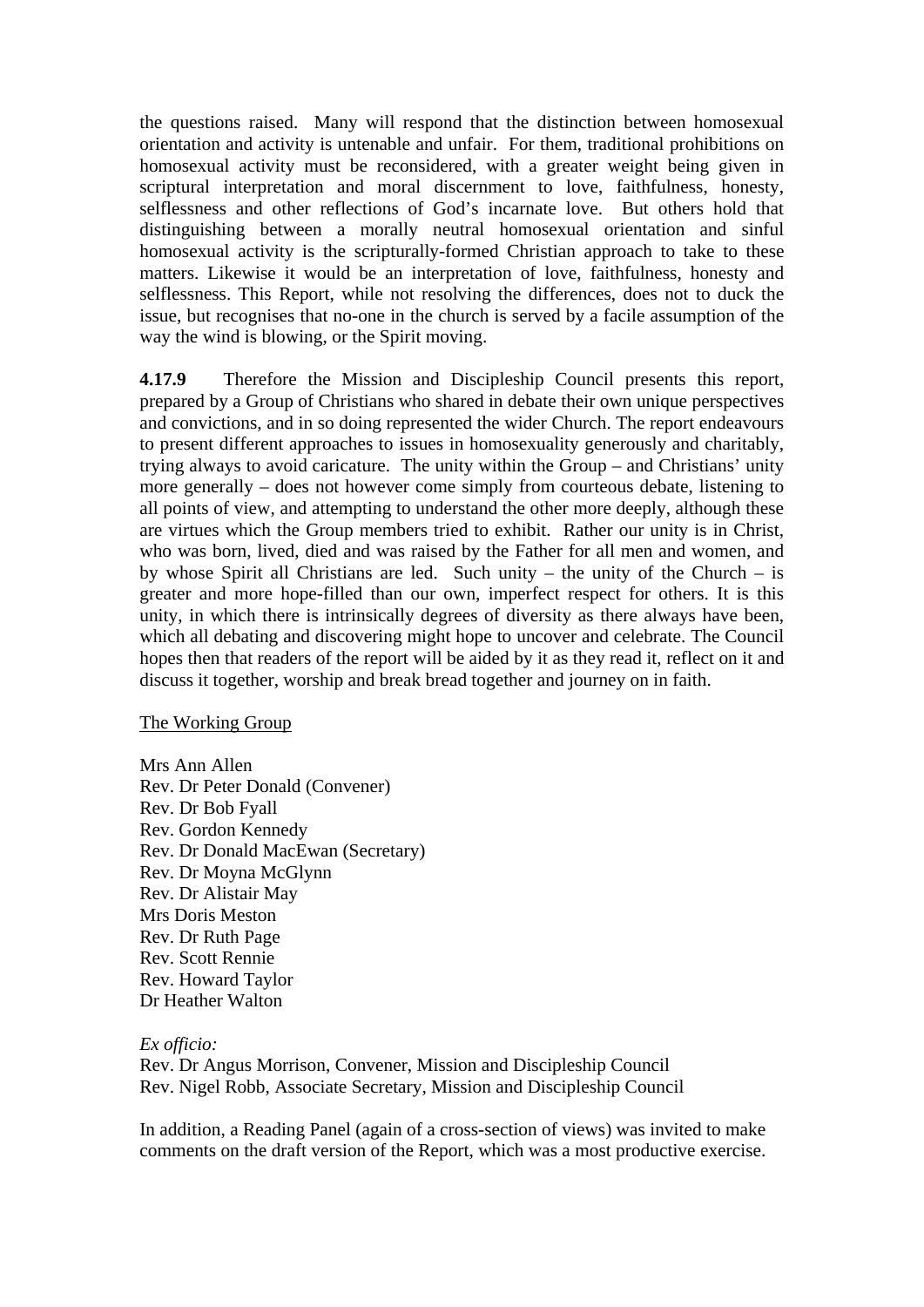the questions raised. Many will respond that the distinction between homosexual orientation and activity is untenable and unfair. For them, traditional prohibitions on homosexual activity must be reconsidered, with a greater weight being given in scriptural interpretation and moral discernment to love, faithfulness, honesty, selflessness and other reflections of God's incarnate love. But others hold that distinguishing between a morally neutral homosexual orientation and sinful homosexual activity is the scripturally-formed Christian approach to take to these matters. Likewise it would be an interpretation of love, faithfulness, honesty and selflessness. This Report, while not resolving the differences, does not to duck the issue, but recognises that no-one in the church is served by a facile assumption of the way the wind is blowing, or the Spirit moving.

**4.17.9** Therefore the Mission and Discipleship Council presents this report, prepared by a Group of Christians who shared in debate their own unique perspectives and convictions, and in so doing represented the wider Church. The report endeavours to present different approaches to issues in homosexuality generously and charitably, trying always to avoid caricature. The unity within the Group – and Christians' unity more generally – does not however come simply from courteous debate, listening to all points of view, and attempting to understand the other more deeply, although these are virtues which the Group members tried to exhibit. Rather our unity is in Christ, who was born, lived, died and was raised by the Father for all men and women, and by whose Spirit all Christians are led. Such unity – the unity of the Church – is greater and more hope-filled than our own, imperfect respect for others. It is this unity, in which there is intrinsically degrees of diversity as there always have been, which all debating and discovering might hope to uncover and celebrate. The Council hopes then that readers of the report will be aided by it as they read it, reflect on it and discuss it together, worship and break bread together and journey on in faith.

The Working Group

Mrs Ann Allen
Rev. Dr Peter Donald (Convener)
Rev. Dr Bob Fyall
Rev. Gordon Kennedy
Rev. Dr Donald MacEwan (Secretary)
Rev. Dr Moyna McGlynn
Rev. Dr Alistair May
Mrs Doris Meston
Rev. Dr Ruth Page
Rev. Scott Rennie
Rev. Howard Taylor
Dr Heather Walton

*Ex officio:*
Rev. Dr Angus Morrison, Convener, Mission and Discipleship Council
Rev. Nigel Robb, Associate Secretary, Mission and Discipleship Council

In addition, a Reading Panel (again of a cross-section of views) was invited to make comments on the draft version of the Report, which was a most productive exercise.